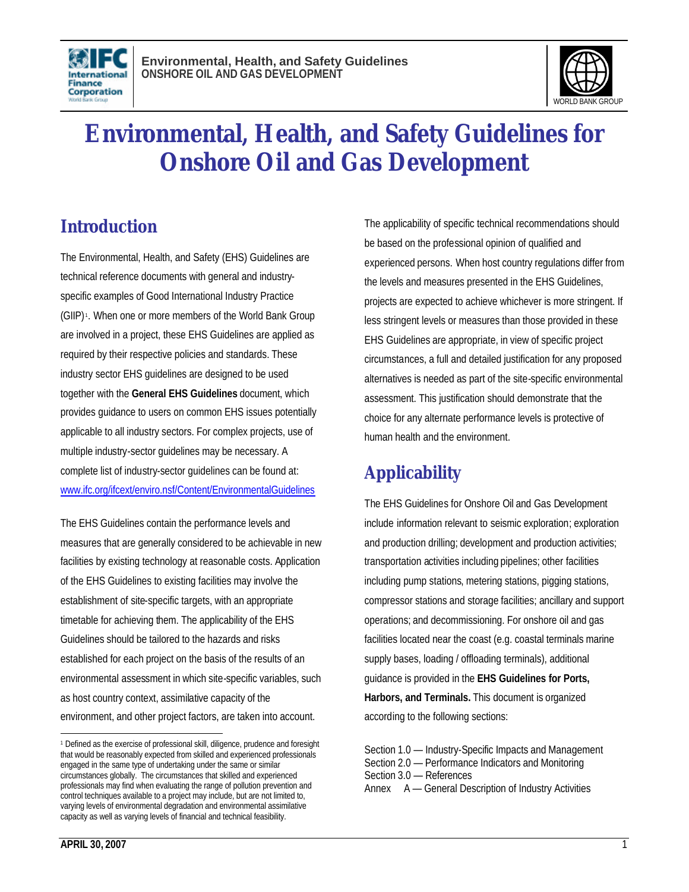# Environmental, Health, and Safety Guidelines for Onshore Oil and Gas Development

## Introduction

The Environmental, Health, and Safety (EHS) Guidelines are technical reference documents with general and industry-specific examples of Good International Industry Practice (GIIP)[1]. When one or more members of the World Bank Group are involved in a project, these EHS Guidelines are applied as required by their respective policies and standards. These industry sector EHS guidelines are designed to be used together with the **General EHS Guidelines** document, which provides guidance to users on common EHS issues potentially applicable to all industry sectors. For complex projects, use of multiple industry-sector guidelines may be necessary. A complete list of industry-sector guidelines can be found at: www.ifc.org/ifcext/enviro.nsf/Content/EnvironmentalGuidelines

The EHS Guidelines contain the performance levels and measures that are generally considered to be achievable in new facilities by existing technology at reasonable costs. Application of the EHS Guidelines to existing facilities may involve the establishment of site-specific targets, with an appropriate timetable for achieving them. The applicability of the EHS Guidelines should be tailored to the hazards and risks established for each project on the basis of the results of an environmental assessment in which site-specific variables, such as host country context, assimilative capacity of the environment, and other project factors, are taken into account.

The applicability of specific technical recommendations should be based on the professional opinion of qualified and experienced persons. When host country regulations differ from the levels and measures presented in the EHS Guidelines, projects are expected to achieve whichever is more stringent. If less stringent levels or measures than those provided in these EHS Guidelines are appropriate, in view of specific project circumstances, a full and detailed justification for any proposed alternatives is needed as part of the site-specific environmental assessment. This justification should demonstrate that the choice for any alternate performance levels is protective of human health and the environment.

## Applicability

The EHS Guidelines for Onshore Oil and Gas Development include information relevant to seismic exploration; exploration and production drilling; development and production activities; transportation activities including pipelines; other facilities including pump stations, metering stations, pigging stations, compressor stations and storage facilities; ancillary and support operations; and decommissioning. For onshore oil and gas facilities located near the coast (e.g. coastal terminals marine supply bases, loading / offloading terminals), additional guidance is provided in the **EHS Guidelines for Ports, Harbors, and Terminals.** This document is organized according to the following sections:

Section 1.0 — Industry-Specific Impacts and Management
Section 2.0 — Performance Indicators and Monitoring
Section 3.0 — References
Annex A — General Description of Industry Activities

[1] Defined as the exercise of professional skill, diligence, prudence and foresight that would be reasonably expected from skilled and experienced professionals engaged in the same type of undertaking under the same or similar circumstances globally. The circumstances that skilled and experienced professionals may find when evaluating the range of pollution prevention and control techniques available to a project may include, but are not limited to, varying levels of environmental degradation and environmental assimilative capacity as well as varying levels of financial and technical feasibility.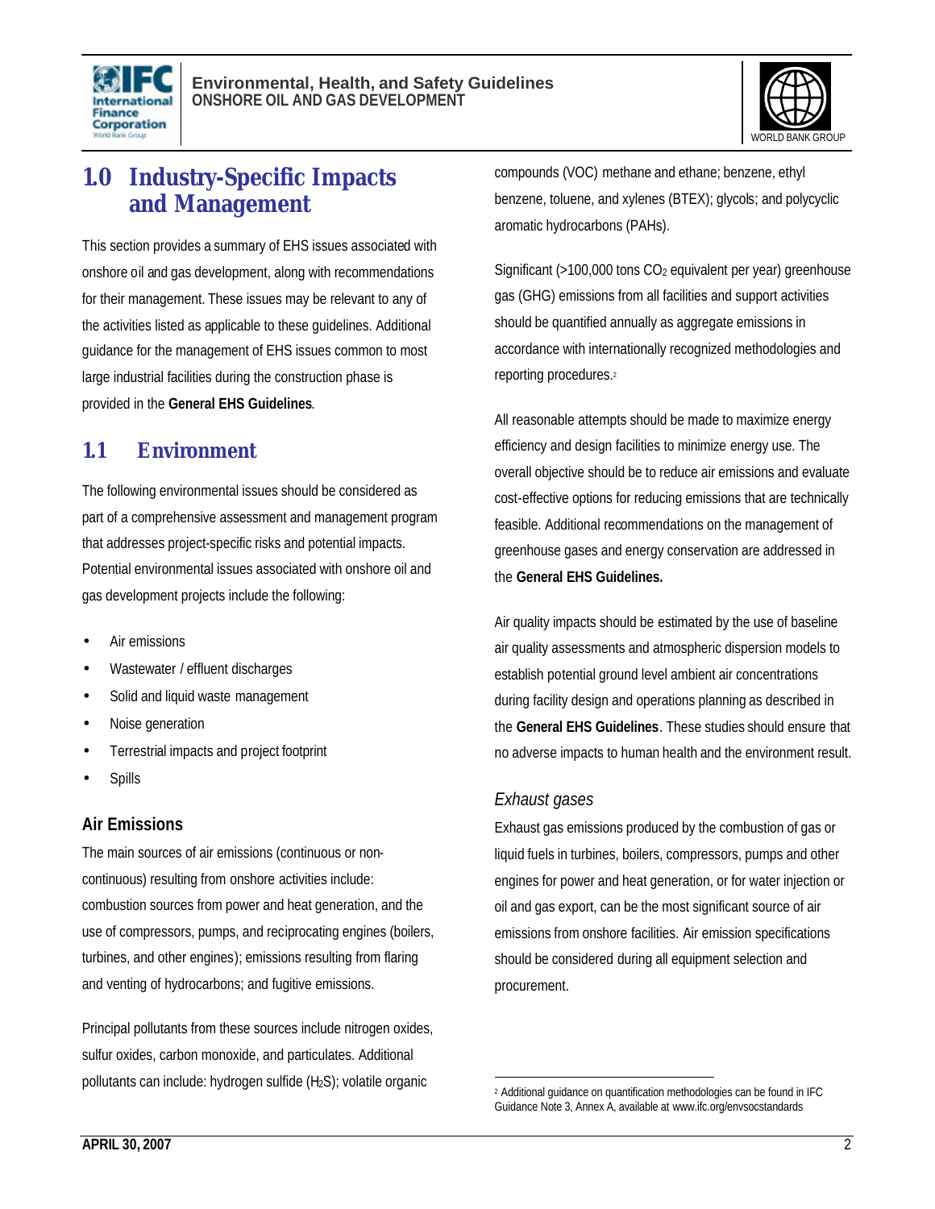# 1.0 Industry-Specific Impacts and Management

This section provides a summary of EHS issues associated with onshore oil and gas development, along with recommendations for their management. These issues may be relevant to any of the activities listed as applicable to these guidelines. Additional guidance for the management of EHS issues common to most large industrial facilities during the construction phase is provided in the **General EHS Guidelines**.

## 1.1 Environment

The following environmental issues should be considered as part of a comprehensive assessment and management program that addresses project-specific risks and potential impacts. Potential environmental issues associated with onshore oil and gas development projects include the following:

- Air emissions
- Wastewater / effluent discharges
- Solid and liquid waste management
- Noise generation
- Terrestrial impacts and project footprint
- Spills

### Air Emissions

The main sources of air emissions (continuous or non-continuous) resulting from onshore activities include: combustion sources from power and heat generation, and the use of compressors, pumps, and reciprocating engines (boilers, turbines, and other engines); emissions resulting from flaring and venting of hydrocarbons; and fugitive emissions.

Principal pollutants from these sources include nitrogen oxides, sulfur oxides, carbon monoxide, and particulates. Additional pollutants can include: hydrogen sulfide ($H_2S$); volatile organic compounds (VOC) methane and ethane; benzene, ethyl benzene, toluene, and xylenes (BTEX); glycols; and polycyclic aromatic hydrocarbons (PAHs).

Significant (>100,000 tons $CO_2$ equivalent per year) greenhouse gas (GHG) emissions from all facilities and support activities should be quantified annually as aggregate emissions in accordance with internationally recognized methodologies and reporting procedures.[2]

All reasonable attempts should be made to maximize energy efficiency and design facilities to minimize energy use. The overall objective should be to reduce air emissions and evaluate cost-effective options for reducing emissions that are technically feasible. Additional recommendations on the management of greenhouse gases and energy conservation are addressed in the **General EHS Guidelines.**

Air quality impacts should be estimated by the use of baseline air quality assessments and atmospheric dispersion models to establish potential ground level ambient air concentrations during facility design and operations planning as described in the **General EHS Guidelines**. These studies should ensure that no adverse impacts to human health and the environment result.

#### *Exhaust gases*

Exhaust gas emissions produced by the combustion of gas or liquid fuels in turbines, boilers, compressors, pumps and other engines for power and heat generation, or for water injection or oil and gas export, can be the most significant source of air emissions from onshore facilities. Air emission specifications should be considered during all equipment selection and procurement.

---

[2] Additional guidance on quantification methodologies can be found in IFC Guidance Note 3, Annex A, available at www.ifc.org/envsocstandards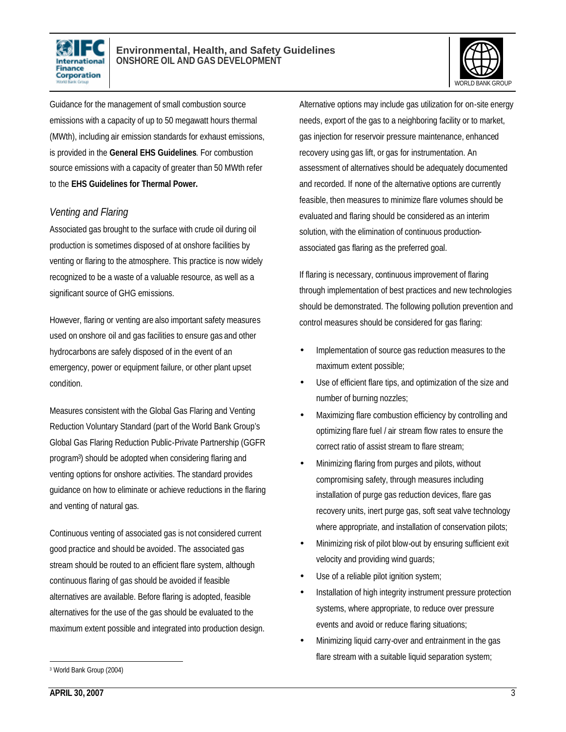Guidance for the management of small combustion source emissions with a capacity of up to 50 megawatt hours thermal (MWth), including air emission standards for exhaust emissions, is provided in the **General EHS Guidelines**. For combustion source emissions with a capacity of greater than 50 MWth refer to the **EHS Guidelines for Thermal Power.**

### *Venting and Flaring*

Associated gas brought to the surface with crude oil during oil production is sometimes disposed of at onshore facilities by venting or flaring to the atmosphere. This practice is now widely recognized to be a waste of a valuable resource, as well as a significant source of GHG emissions.

However, flaring or venting are also important safety measures used on onshore oil and gas facilities to ensure gas and other hydrocarbons are safely disposed of in the event of an emergency, power or equipment failure, or other plant upset condition.

Measures consistent with the Global Gas Flaring and Venting Reduction Voluntary Standard (part of the World Bank Group's Global Gas Flaring Reduction Public-Private Partnership (GGFR program[3]) should be adopted when considering flaring and venting options for onshore activities. The standard provides guidance on how to eliminate or achieve reductions in the flaring and venting of natural gas.

Continuous venting of associated gas is not considered current good practice and should be avoided. The associated gas stream should be routed to an efficient flare system, although continuous flaring of gas should be avoided if feasible alternatives are available. Before flaring is adopted, feasible alternatives for the use of the gas should be evaluated to the maximum extent possible and integrated into production design. Alternative options may include gas utilization for on-site energy needs, export of the gas to a neighboring facility or to market, gas injection for reservoir pressure maintenance, enhanced recovery using gas lift, or gas for instrumentation. An assessment of alternatives should be adequately documented and recorded. If none of the alternative options are currently feasible, then measures to minimize flare volumes should be evaluated and flaring should be considered as an interim solution, with the elimination of continuous production-associated gas flaring as the preferred goal.

If flaring is necessary, continuous improvement of flaring through implementation of best practices and new technologies should be demonstrated. The following pollution prevention and control measures should be considered for gas flaring:

- Implementation of source gas reduction measures to the maximum extent possible;
- Use of efficient flare tips, and optimization of the size and number of burning nozzles;
- Maximizing flare combustion efficiency by controlling and optimizing flare fuel / air stream flow rates to ensure the correct ratio of assist stream to flare stream;
- Minimizing flaring from purges and pilots, without compromising safety, through measures including installation of purge gas reduction devices, flare gas recovery units, inert purge gas, soft seat valve technology where appropriate, and installation of conservation pilots;
- Minimizing risk of pilot blow-out by ensuring sufficient exit velocity and providing wind guards;
- Use of a reliable pilot ignition system;
- Installation of high integrity instrument pressure protection systems, where appropriate, to reduce over pressure events and avoid or reduce flaring situations;
- Minimizing liquid carry-over and entrainment in the gas flare stream with a suitable liquid separation system;

[3] World Bank Group (2004)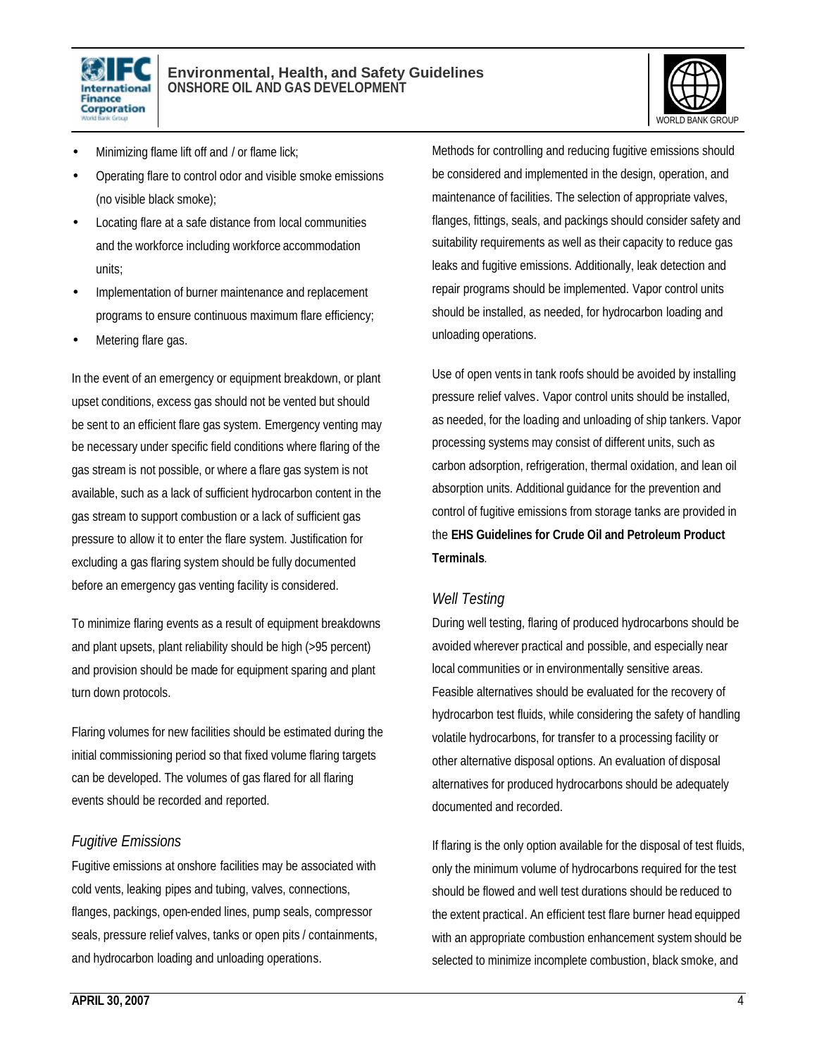- Minimizing flame lift off and / or flame lick;
- Operating flare to control odor and visible smoke emissions (no visible black smoke);
- Locating flare at a safe distance from local communities and the workforce including workforce accommodation units;
- Implementation of burner maintenance and replacement programs to ensure continuous maximum flare efficiency;
- Metering flare gas.

In the event of an emergency or equipment breakdown, or plant upset conditions, excess gas should not be vented but should be sent to an efficient flare gas system. Emergency venting may be necessary under specific field conditions where flaring of the gas stream is not possible, or where a flare gas system is not available, such as a lack of sufficient hydrocarbon content in the gas stream to support combustion or a lack of sufficient gas pressure to allow it to enter the flare system. Justification for excluding a gas flaring system should be fully documented before an emergency gas venting facility is considered.

To minimize flaring events as a result of equipment breakdowns and plant upsets, plant reliability should be high (>95 percent) and provision should be made for equipment sparing and plant turn down protocols.

Flaring volumes for new facilities should be estimated during the initial commissioning period so that fixed volume flaring targets can be developed. The volumes of gas flared for all flaring events should be recorded and reported.

### *Fugitive Emissions*

Fugitive emissions at onshore facilities may be associated with cold vents, leaking pipes and tubing, valves, connections, flanges, packings, open-ended lines, pump seals, compressor seals, pressure relief valves, tanks or open pits / containments, and hydrocarbon loading and unloading operations.

Methods for controlling and reducing fugitive emissions should be considered and implemented in the design, operation, and maintenance of facilities. The selection of appropriate valves, flanges, fittings, seals, and packings should consider safety and suitability requirements as well as their capacity to reduce gas leaks and fugitive emissions. Additionally, leak detection and repair programs should be implemented. Vapor control units should be installed, as needed, for hydrocarbon loading and unloading operations.

Use of open vents in tank roofs should be avoided by installing pressure relief valves. Vapor control units should be installed, as needed, for the loading and unloading of ship tankers. Vapor processing systems may consist of different units, such as carbon adsorption, refrigeration, thermal oxidation, and lean oil absorption units. Additional guidance for the prevention and control of fugitive emissions from storage tanks are provided in the **EHS Guidelines for Crude Oil and Petroleum Product Terminals**.

### *Well Testing*

During well testing, flaring of produced hydrocarbons should be avoided wherever practical and possible, and especially near local communities or in environmentally sensitive areas. Feasible alternatives should be evaluated for the recovery of hydrocarbon test fluids, while considering the safety of handling volatile hydrocarbons, for transfer to a processing facility or other alternative disposal options. An evaluation of disposal alternatives for produced hydrocarbons should be adequately documented and recorded.

If flaring is the only option available for the disposal of test fluids, only the minimum volume of hydrocarbons required for the test should be flowed and well test durations should be reduced to the extent practical. An efficient test flare burner head equipped with an appropriate combustion enhancement system should be selected to minimize incomplete combustion, black smoke, and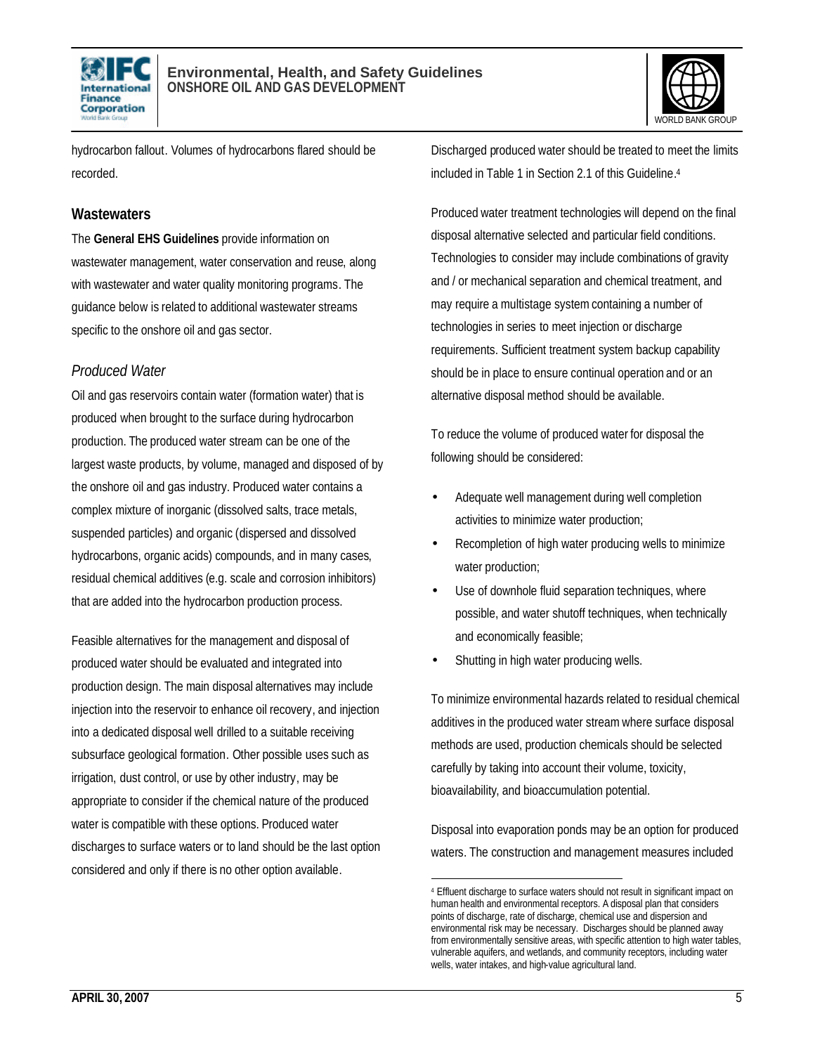hydrocarbon fallout. Volumes of hydrocarbons flared should be recorded.

### Wastewaters

The **General EHS Guidelines** provide information on wastewater management, water conservation and reuse, along with wastewater and water quality monitoring programs. The guidance below is related to additional wastewater streams specific to the onshore oil and gas sector.

#### *Produced Water*

Oil and gas reservoirs contain water (formation water) that is produced when brought to the surface during hydrocarbon production. The produced water stream can be one of the largest waste products, by volume, managed and disposed of by the onshore oil and gas industry. Produced water contains a complex mixture of inorganic (dissolved salts, trace metals, suspended particles) and organic (dispersed and dissolved hydrocarbons, organic acids) compounds, and in many cases, residual chemical additives (e.g. scale and corrosion inhibitors) that are added into the hydrocarbon production process.

Feasible alternatives for the management and disposal of produced water should be evaluated and integrated into production design. The main disposal alternatives may include injection into the reservoir to enhance oil recovery, and injection into a dedicated disposal well drilled to a suitable receiving subsurface geological formation. Other possible uses such as irrigation, dust control, or use by other industry, may be appropriate to consider if the chemical nature of the produced water is compatible with these options. Produced water discharges to surface waters or to land should be the last option considered and only if there is no other option available.

Discharged produced water should be treated to meet the limits included in Table 1 in Section 2.1 of this Guideline.[4]

Produced water treatment technologies will depend on the final disposal alternative selected and particular field conditions. Technologies to consider may include combinations of gravity and / or mechanical separation and chemical treatment, and may require a multistage system containing a number of technologies in series to meet injection or discharge requirements. Sufficient treatment system backup capability should be in place to ensure continual operation and or an alternative disposal method should be available.

To reduce the volume of produced water for disposal the following should be considered:

- Adequate well management during well completion activities to minimize water production;
- Recompletion of high water producing wells to minimize water production;
- Use of downhole fluid separation techniques, where possible, and water shutoff techniques, when technically and economically feasible;
- Shutting in high water producing wells.

To minimize environmental hazards related to residual chemical additives in the produced water stream where surface disposal methods are used, production chemicals should be selected carefully by taking into account their volume, toxicity, bioavailability, and bioaccumulation potential.

Disposal into evaporation ponds may be an option for produced waters. The construction and management measures included

---

[4] Effluent discharge to surface waters should not result in significant impact on human health and environmental receptors. A disposal plan that considers points of discharge, rate of discharge, chemical use and dispersion and environmental risk may be necessary. Discharges should be planned away from environmentally sensitive areas, with specific attention to high water tables, vulnerable aquifers, and wetlands, and community receptors, including water wells, water intakes, and high-value agricultural land.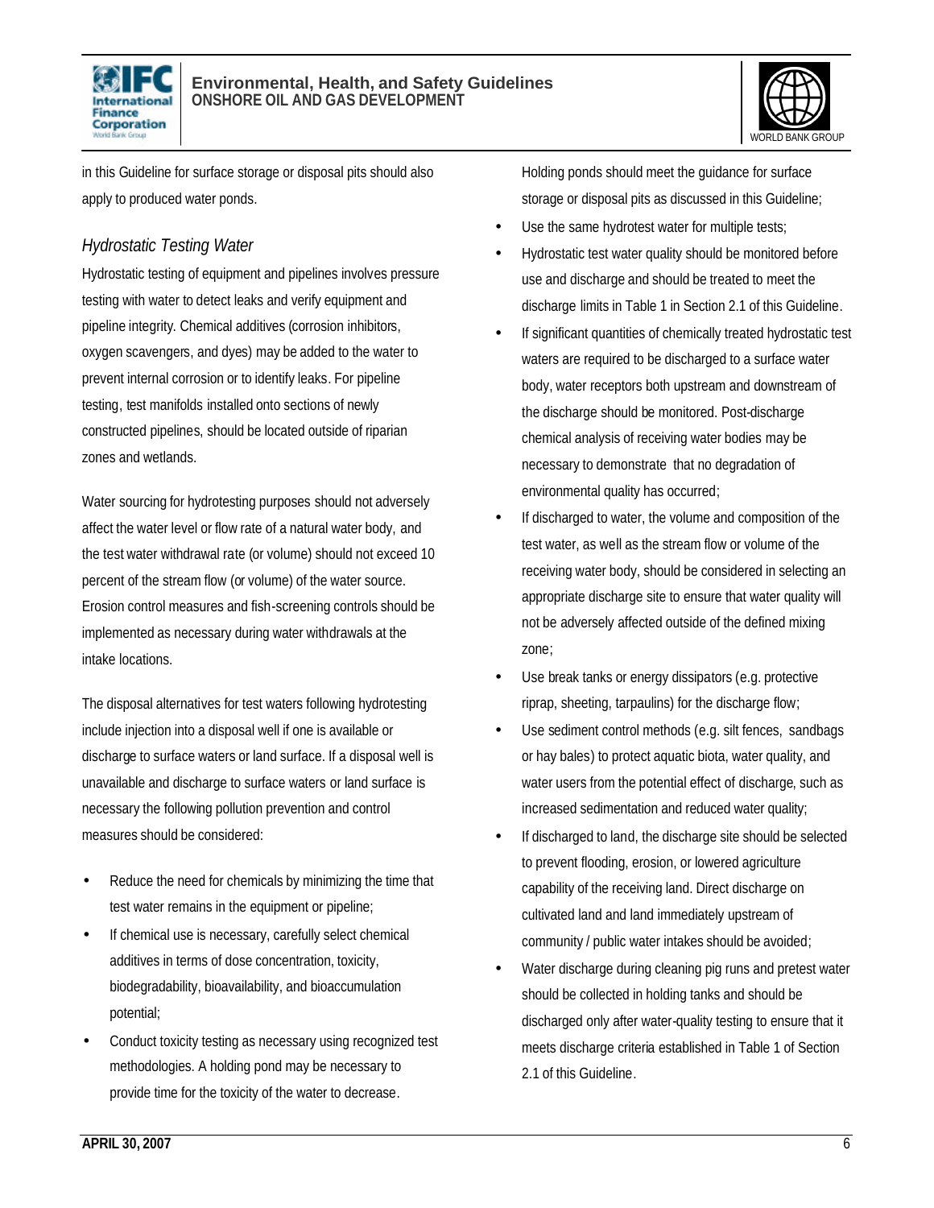in this Guideline for surface storage or disposal pits should also apply to produced water ponds.

### *Hydrostatic Testing Water*

Hydrostatic testing of equipment and pipelines involves pressure testing with water to detect leaks and verify equipment and pipeline integrity. Chemical additives (corrosion inhibitors, oxygen scavengers, and dyes) may be added to the water to prevent internal corrosion or to identify leaks. For pipeline testing, test manifolds installed onto sections of newly constructed pipelines, should be located outside of riparian zones and wetlands.

Water sourcing for hydrotesting purposes should not adversely affect the water level or flow rate of a natural water body, and the test water withdrawal rate (or volume) should not exceed 10 percent of the stream flow (or volume) of the water source. Erosion control measures and fish-screening controls should be implemented as necessary during water withdrawals at the intake locations.

The disposal alternatives for test waters following hydrotesting include injection into a disposal well if one is available or discharge to surface waters or land surface. If a disposal well is unavailable and discharge to surface waters or land surface is necessary the following pollution prevention and control measures should be considered:

- Reduce the need for chemicals by minimizing the time that test water remains in the equipment or pipeline;
- If chemical use is necessary, carefully select chemical additives in terms of dose concentration, toxicity, biodegradability, bioavailability, and bioaccumulation potential;
- Conduct toxicity testing as necessary using recognized test methodologies. A holding pond may be necessary to provide time for the toxicity of the water to decrease. Holding ponds should meet the guidance for surface storage or disposal pits as discussed in this Guideline;
- Use the same hydrotest water for multiple tests;
- Hydrostatic test water quality should be monitored before use and discharge and should be treated to meet the discharge limits in Table 1 in Section 2.1 of this Guideline.
- If significant quantities of chemically treated hydrostatic test waters are required to be discharged to a surface water body, water receptors both upstream and downstream of the discharge should be monitored. Post-discharge chemical analysis of receiving water bodies may be necessary to demonstrate that no degradation of environmental quality has occurred;
- If discharged to water, the volume and composition of the test water, as well as the stream flow or volume of the receiving water body, should be considered in selecting an appropriate discharge site to ensure that water quality will not be adversely affected outside of the defined mixing zone;
- Use break tanks or energy dissipators (e.g. protective riprap, sheeting, tarpaulins) for the discharge flow;
- Use sediment control methods (e.g. silt fences, sandbags or hay bales) to protect aquatic biota, water quality, and water users from the potential effect of discharge, such as increased sedimentation and reduced water quality;
- If discharged to land, the discharge site should be selected to prevent flooding, erosion, or lowered agriculture capability of the receiving land. Direct discharge on cultivated land and land immediately upstream of community / public water intakes should be avoided;
- Water discharge during cleaning pig runs and pretest water should be collected in holding tanks and should be discharged only after water-quality testing to ensure that it meets discharge criteria established in Table 1 of Section 2.1 of this Guideline.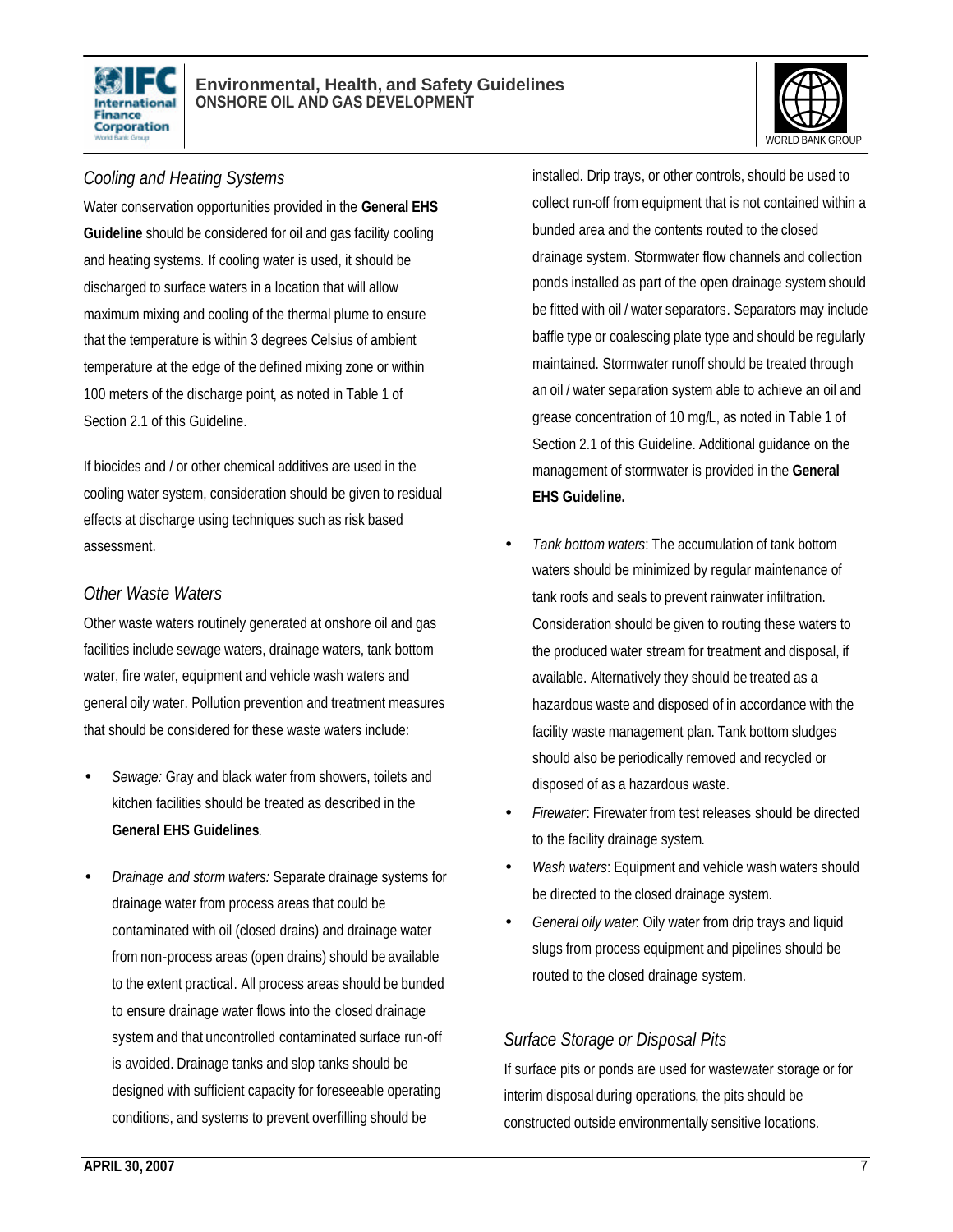### *Cooling and Heating Systems*

Water conservation opportunities provided in the **General EHS Guideline** should be considered for oil and gas facility cooling and heating systems. If cooling water is used, it should be discharged to surface waters in a location that will allow maximum mixing and cooling of the thermal plume to ensure that the temperature is within 3 degrees Celsius of ambient temperature at the edge of the defined mixing zone or within 100 meters of the discharge point, as noted in Table 1 of Section 2.1 of this Guideline.

If biocides and / or other chemical additives are used in the cooling water system, consideration should be given to residual effects at discharge using techniques such as risk based assessment.

### *Other Waste Waters*

Other waste waters routinely generated at onshore oil and gas facilities include sewage waters, drainage waters, tank bottom water, fire water, equipment and vehicle wash waters and general oily water. Pollution prevention and treatment measures that should be considered for these waste waters include:

- *Sewage:* Gray and black water from showers, toilets and kitchen facilities should be treated as described in the **General EHS Guidelines**.
- *Drainage and storm waters:* Separate drainage systems for drainage water from process areas that could be contaminated with oil (closed drains) and drainage water from non-process areas (open drains) should be available to the extent practical. All process areas should be bunded to ensure drainage water flows into the closed drainage system and that uncontrolled contaminated surface run-off is avoided. Drainage tanks and slop tanks should be designed with sufficient capacity for foreseeable operating conditions, and systems to prevent overfilling should be installed. Drip trays, or other controls, should be used to collect run-off from equipment that is not contained within a bunded area and the contents routed to the closed drainage system. Stormwater flow channels and collection ponds installed as part of the open drainage system should be fitted with oil / water separators. Separators may include baffle type or coalescing plate type and should be regularly maintained. Stormwater runoff should be treated through an oil / water separation system able to achieve an oil and grease concentration of 10 mg/L, as noted in Table 1 of Section 2.1 of this Guideline. Additional guidance on the management of stormwater is provided in the **General EHS Guideline.**
- *Tank bottom waters*: The accumulation of tank bottom waters should be minimized by regular maintenance of tank roofs and seals to prevent rainwater infiltration. Consideration should be given to routing these waters to the produced water stream for treatment and disposal, if available. Alternatively they should be treated as a hazardous waste and disposed of in accordance with the facility waste management plan. Tank bottom sludges should also be periodically removed and recycled or disposed of as a hazardous waste.
- *Firewater*: Firewater from test releases should be directed to the facility drainage system.
- *Wash waters*: Equipment and vehicle wash waters should be directed to the closed drainage system.
- *General oily water*: Oily water from drip trays and liquid slugs from process equipment and pipelines should be routed to the closed drainage system.

### *Surface Storage or Disposal Pits*

If surface pits or ponds are used for wastewater storage or for interim disposal during operations, the pits should be constructed outside environmentally sensitive locations.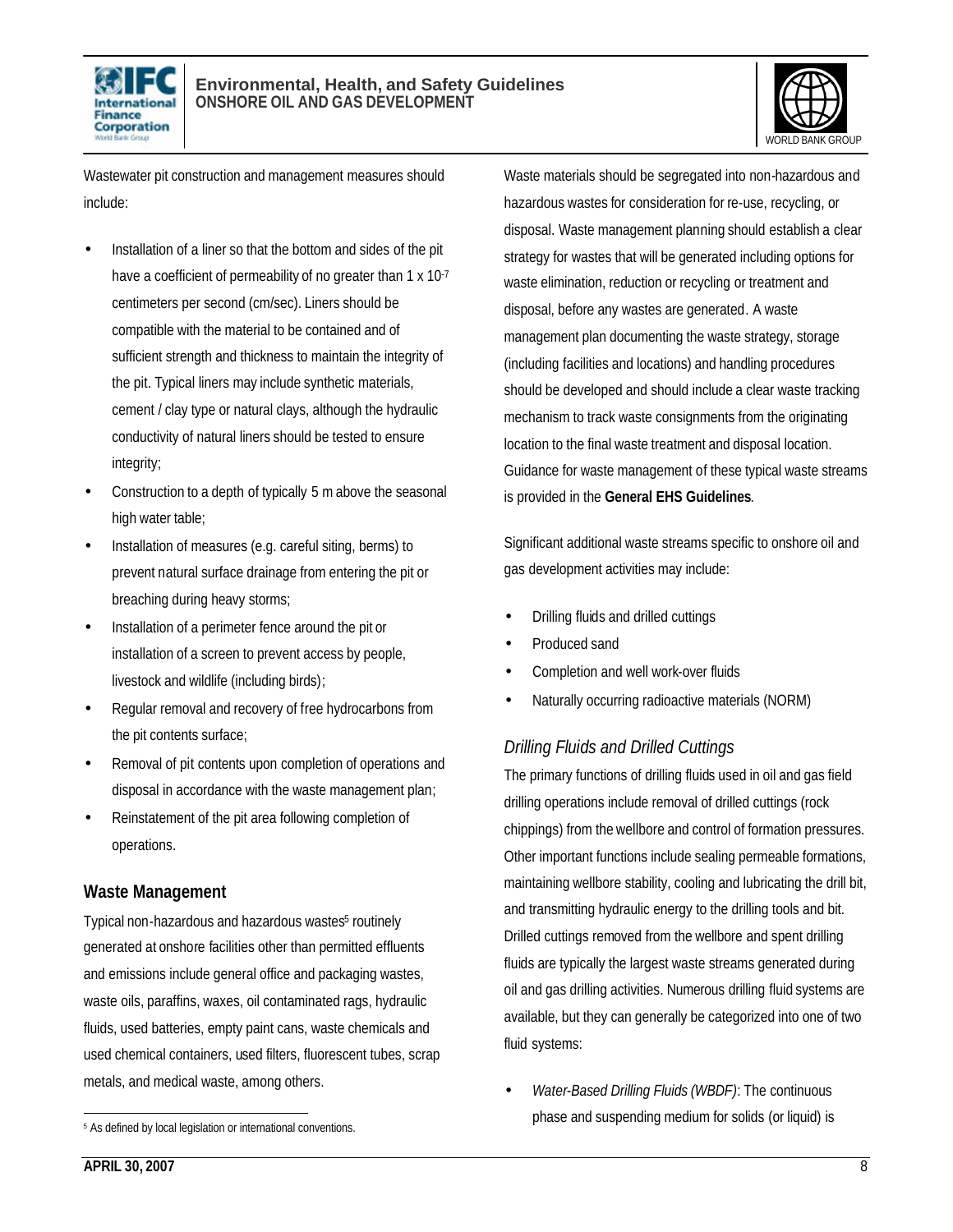Wastewater pit construction and management measures should include:

- Installation of a liner so that the bottom and sides of the pit have a coefficient of permeability of no greater than $1 \times 10^{-7}$ centimeters per second (cm/sec). Liners should be compatible with the material to be contained and of sufficient strength and thickness to maintain the integrity of the pit. Typical liners may include synthetic materials, cement / clay type or natural clays, although the hydraulic conductivity of natural liners should be tested to ensure integrity;
- Construction to a depth of typically 5 m above the seasonal high water table;
- Installation of measures (e.g. careful siting, berms) to prevent natural surface drainage from entering the pit or breaching during heavy storms;
- Installation of a perimeter fence around the pit or installation of a screen to prevent access by people, livestock and wildlife (including birds);
- Regular removal and recovery of free hydrocarbons from the pit contents surface;
- Removal of pit contents upon completion of operations and disposal in accordance with the waste management plan;
- Reinstatement of the pit area following completion of operations.

## Waste Management

Typical non-hazardous and hazardous wastes[5] routinely generated at onshore facilities other than permitted effluents and emissions include general office and packaging wastes, waste oils, paraffins, waxes, oil contaminated rags, hydraulic fluids, used batteries, empty paint cans, waste chemicals and used chemical containers, used filters, fluorescent tubes, scrap metals, and medical waste, among others.

[5] As defined by local legislation or international conventions.

Waste materials should be segregated into non-hazardous and hazardous wastes for consideration for re-use, recycling, or disposal. Waste management planning should establish a clear strategy for wastes that will be generated including options for waste elimination, reduction or recycling or treatment and disposal, before any wastes are generated. A waste management plan documenting the waste strategy, storage (including facilities and locations) and handling procedures should be developed and should include a clear waste tracking mechanism to track waste consignments from the originating location to the final waste treatment and disposal location. Guidance for waste management of these typical waste streams is provided in the **General EHS Guidelines**.

Significant additional waste streams specific to onshore oil and gas development activities may include:

- Drilling fluids and drilled cuttings
- Produced sand
- Completion and well work-over fluids
- Naturally occurring radioactive materials (NORM)

### *Drilling Fluids and Drilled Cuttings*

The primary functions of drilling fluids used in oil and gas field drilling operations include removal of drilled cuttings (rock chippings) from the wellbore and control of formation pressures. Other important functions include sealing permeable formations, maintaining wellbore stability, cooling and lubricating the drill bit, and transmitting hydraulic energy to the drilling tools and bit. Drilled cuttings removed from the wellbore and spent drilling fluids are typically the largest waste streams generated during oil and gas drilling activities. Numerous drilling fluid systems are available, but they can generally be categorized into one of two fluid systems:

- *Water-Based Drilling Fluids (WBDF)*: The continuous phase and suspending medium for solids (or liquid) is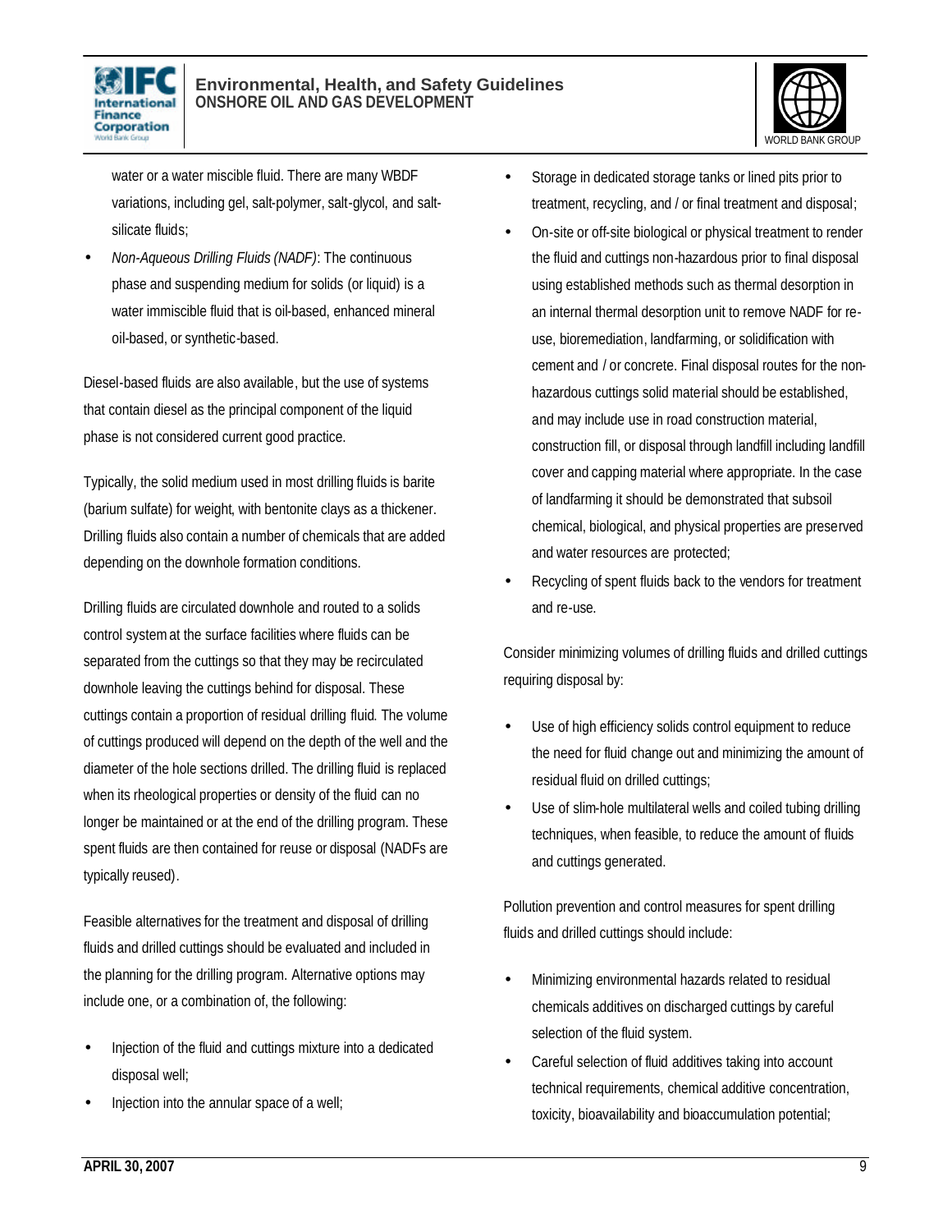water or a water miscible fluid. There are many WBDF variations, including gel, salt-polymer, salt-glycol, and salt-silicate fluids;

- *Non-Aqueous Drilling Fluids (NADF)*: The continuous phase and suspending medium for solids (or liquid) is a water immiscible fluid that is oil-based, enhanced mineral oil-based, or synthetic-based.

Diesel-based fluids are also available, but the use of systems that contain diesel as the principal component of the liquid phase is not considered current good practice.

Typically, the solid medium used in most drilling fluids is barite (barium sulfate) for weight, with bentonite clays as a thickener. Drilling fluids also contain a number of chemicals that are added depending on the downhole formation conditions.

Drilling fluids are circulated downhole and routed to a solids control system at the surface facilities where fluids can be separated from the cuttings so that they may be recirculated downhole leaving the cuttings behind for disposal. These cuttings contain a proportion of residual drilling fluid. The volume of cuttings produced will depend on the depth of the well and the diameter of the hole sections drilled. The drilling fluid is replaced when its rheological properties or density of the fluid can no longer be maintained or at the end of the drilling program. These spent fluids are then contained for reuse or disposal (NADFs are typically reused).

Feasible alternatives for the treatment and disposal of drilling fluids and drilled cuttings should be evaluated and included in the planning for the drilling program. Alternative options may include one, or a combination of, the following:

- Injection of the fluid and cuttings mixture into a dedicated disposal well;
- Injection into the annular space of a well;
- Storage in dedicated storage tanks or lined pits prior to treatment, recycling, and / or final treatment and disposal;
- On-site or off-site biological or physical treatment to render the fluid and cuttings non-hazardous prior to final disposal using established methods such as thermal desorption in an internal thermal desorption unit to remove NADF for re-use, bioremediation, landfarming, or solidification with cement and / or concrete. Final disposal routes for the non-hazardous cuttings solid material should be established, and may include use in road construction material, construction fill, or disposal through landfill including landfill cover and capping material where appropriate. In the case of landfarming it should be demonstrated that subsoil chemical, biological, and physical properties are preserved and water resources are protected;
- Recycling of spent fluids back to the vendors for treatment and re-use.

Consider minimizing volumes of drilling fluids and drilled cuttings requiring disposal by:

- Use of high efficiency solids control equipment to reduce the need for fluid change out and minimizing the amount of residual fluid on drilled cuttings;
- Use of slim-hole multilateral wells and coiled tubing drilling techniques, when feasible, to reduce the amount of fluids and cuttings generated.

Pollution prevention and control measures for spent drilling fluids and drilled cuttings should include:

- Minimizing environmental hazards related to residual chemicals additives on discharged cuttings by careful selection of the fluid system.
- Careful selection of fluid additives taking into account technical requirements, chemical additive concentration, toxicity, bioavailability and bioaccumulation potential;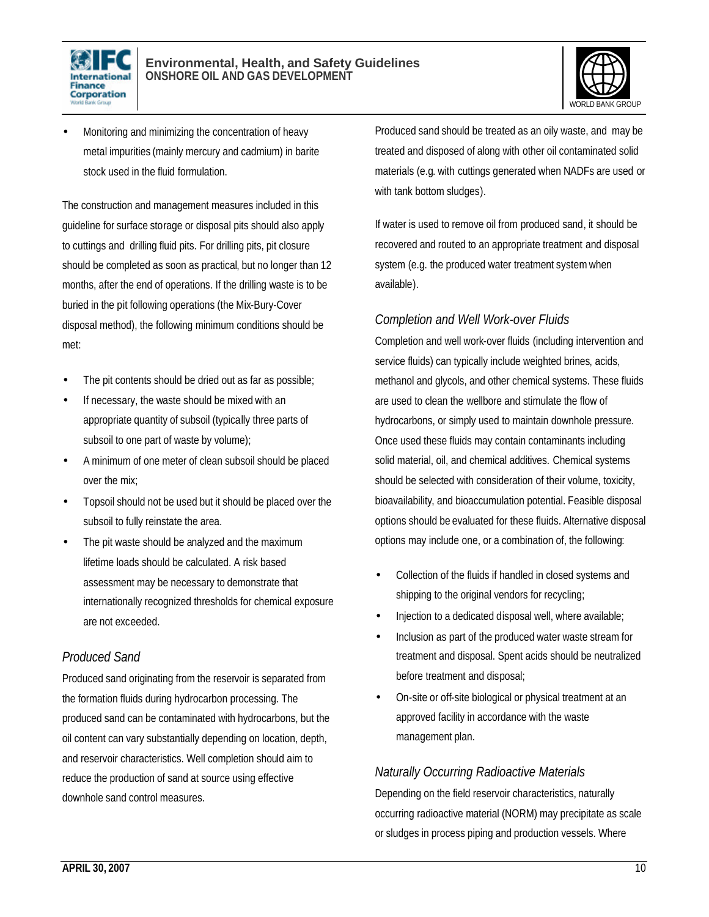- Monitoring and minimizing the concentration of heavy metal impurities (mainly mercury and cadmium) in barite stock used in the fluid formulation.

The construction and management measures included in this guideline for surface storage or disposal pits should also apply to cuttings and drilling fluid pits. For drilling pits, pit closure should be completed as soon as practical, but no longer than 12 months, after the end of operations. If the drilling waste is to be buried in the pit following operations (the Mix-Bury-Cover disposal method), the following minimum conditions should be met:

- The pit contents should be dried out as far as possible;
- If necessary, the waste should be mixed with an appropriate quantity of subsoil (typically three parts of subsoil to one part of waste by volume);
- A minimum of one meter of clean subsoil should be placed over the mix;
- Topsoil should not be used but it should be placed over the subsoil to fully reinstate the area.
- The pit waste should be analyzed and the maximum lifetime loads should be calculated. A risk based assessment may be necessary to demonstrate that internationally recognized thresholds for chemical exposure are not exceeded.

### *Produced Sand*

Produced sand originating from the reservoir is separated from the formation fluids during hydrocarbon processing. The produced sand can be contaminated with hydrocarbons, but the oil content can vary substantially depending on location, depth, and reservoir characteristics. Well completion should aim to reduce the production of sand at source using effective downhole sand control measures.

Produced sand should be treated as an oily waste, and may be treated and disposed of along with other oil contaminated solid materials (e.g. with cuttings generated when NADFs are used or with tank bottom sludges).

If water is used to remove oil from produced sand, it should be recovered and routed to an appropriate treatment and disposal system (e.g. the produced water treatment system when available).

### *Completion and Well Work-over Fluids*

Completion and well work-over fluids (including intervention and service fluids) can typically include weighted brines, acids, methanol and glycols, and other chemical systems. These fluids are used to clean the wellbore and stimulate the flow of hydrocarbons, or simply used to maintain downhole pressure. Once used these fluids may contain contaminants including solid material, oil, and chemical additives. Chemical systems should be selected with consideration of their volume, toxicity, bioavailability, and bioaccumulation potential. Feasible disposal options should be evaluated for these fluids. Alternative disposal options may include one, or a combination of, the following:

- Collection of the fluids if handled in closed systems and shipping to the original vendors for recycling;
- Injection to a dedicated disposal well, where available;
- Inclusion as part of the produced water waste stream for treatment and disposal. Spent acids should be neutralized before treatment and disposal;
- On-site or off-site biological or physical treatment at an approved facility in accordance with the waste management plan.

### *Naturally Occurring Radioactive Materials*

Depending on the field reservoir characteristics, naturally occurring radioactive material (NORM) may precipitate as scale or sludges in process piping and production vessels. Where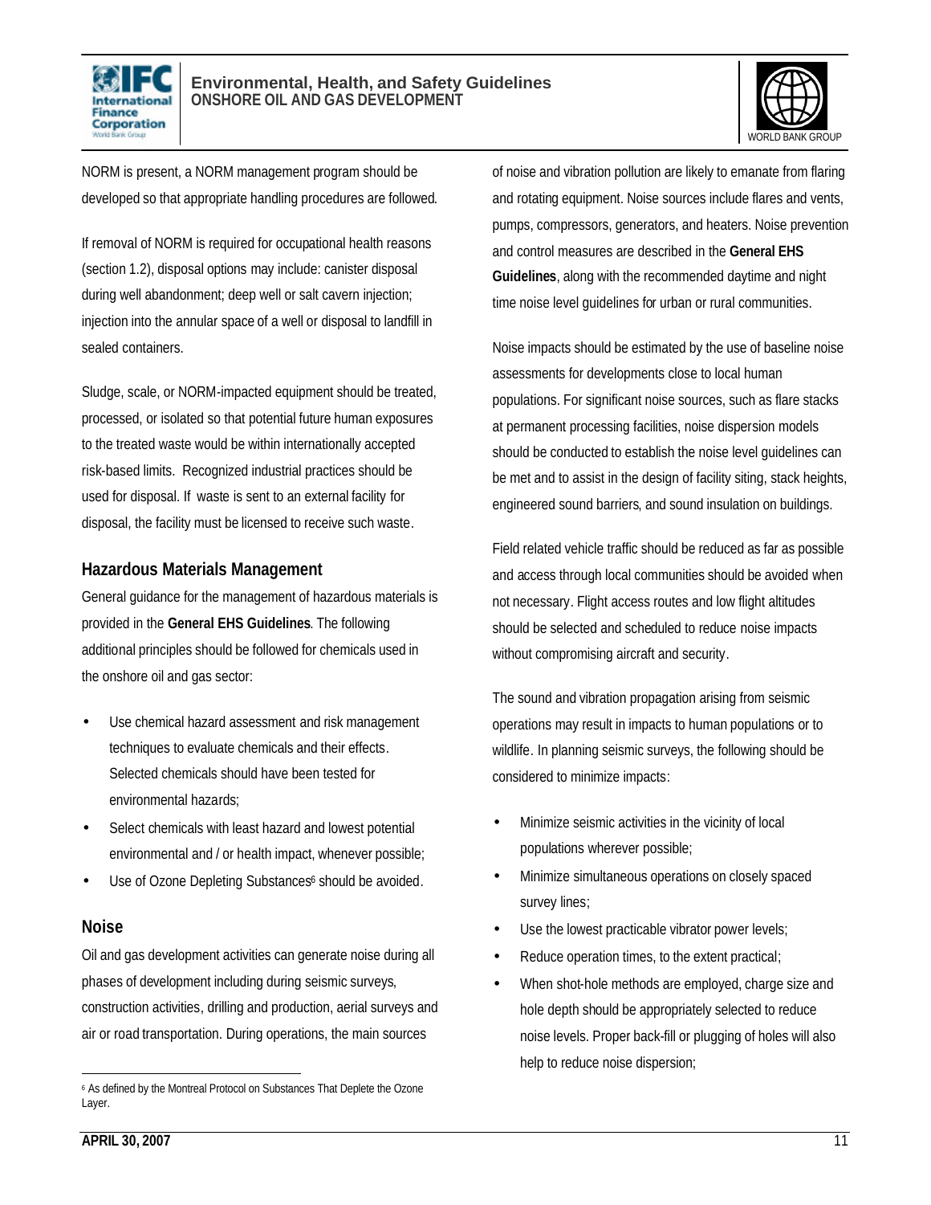NORM is present, a NORM management program should be developed so that appropriate handling procedures are followed.

If removal of NORM is required for occupational health reasons (section 1.2), disposal options may include: canister disposal during well abandonment; deep well or salt cavern injection; injection into the annular space of a well or disposal to landfill in sealed containers.

Sludge, scale, or NORM-impacted equipment should be treated, processed, or isolated so that potential future human exposures to the treated waste would be within internationally accepted risk-based limits. Recognized industrial practices should be used for disposal. If waste is sent to an external facility for disposal, the facility must be licensed to receive such waste.

### Hazardous Materials Management

General guidance for the management of hazardous materials is provided in the **General EHS Guidelines**. The following additional principles should be followed for chemicals used in the onshore oil and gas sector:

- Use chemical hazard assessment and risk management techniques to evaluate chemicals and their effects. Selected chemicals should have been tested for environmental hazards;
- Select chemicals with least hazard and lowest potential environmental and / or health impact, whenever possible;
- Use of Ozone Depleting Substances[6] should be avoided.

### Noise

Oil and gas development activities can generate noise during all phases of development including during seismic surveys, construction activities, drilling and production, aerial surveys and air or road transportation. During operations, the main sources of noise and vibration pollution are likely to emanate from flaring and rotating equipment. Noise sources include flares and vents, pumps, compressors, generators, and heaters. Noise prevention and control measures are described in the **General EHS Guidelines**, along with the recommended daytime and night time noise level guidelines for urban or rural communities.

Noise impacts should be estimated by the use of baseline noise assessments for developments close to local human populations. For significant noise sources, such as flare stacks at permanent processing facilities, noise dispersion models should be conducted to establish the noise level guidelines can be met and to assist in the design of facility siting, stack heights, engineered sound barriers, and sound insulation on buildings.

Field related vehicle traffic should be reduced as far as possible and access through local communities should be avoided when not necessary. Flight access routes and low flight altitudes should be selected and scheduled to reduce noise impacts without compromising aircraft and security.

The sound and vibration propagation arising from seismic operations may result in impacts to human populations or to wildlife. In planning seismic surveys, the following should be considered to minimize impacts:

- Minimize seismic activities in the vicinity of local populations wherever possible;
- Minimize simultaneous operations on closely spaced survey lines;
- Use the lowest practicable vibrator power levels;
- Reduce operation times, to the extent practical;
- When shot-hole methods are employed, charge size and hole depth should be appropriately selected to reduce noise levels. Proper back-fill or plugging of holes will also help to reduce noise dispersion;

---

[6] As defined by the Montreal Protocol on Substances That Deplete the Ozone Layer.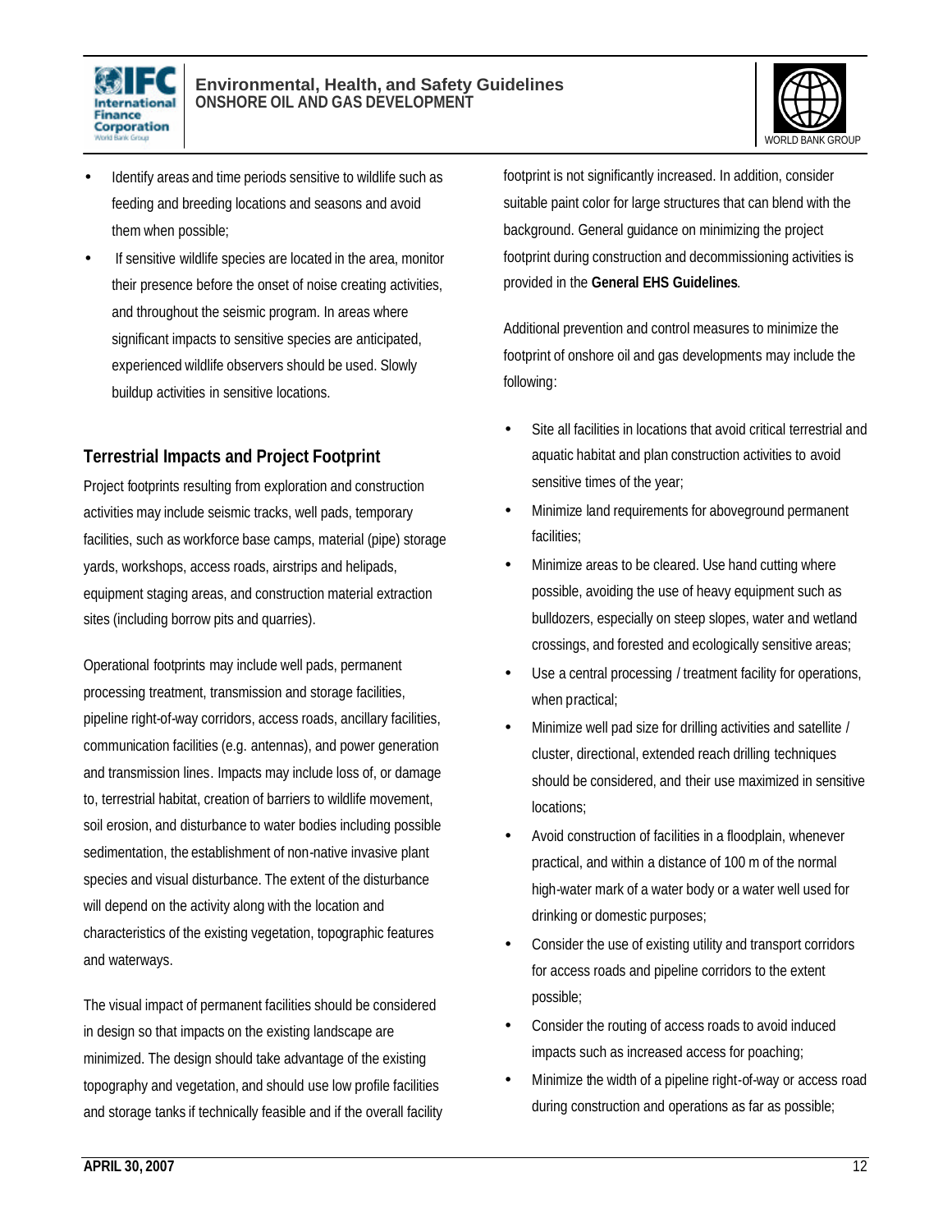- Identify areas and time periods sensitive to wildlife such as feeding and breeding locations and seasons and avoid them when possible;
- If sensitive wildlife species are located in the area, monitor their presence before the onset of noise creating activities, and throughout the seismic program. In areas where significant impacts to sensitive species are anticipated, experienced wildlife observers should be used. Slowly buildup activities in sensitive locations.

### Terrestrial Impacts and Project Footprint

Project footprints resulting from exploration and construction activities may include seismic tracks, well pads, temporary facilities, such as workforce base camps, material (pipe) storage yards, workshops, access roads, airstrips and helipads, equipment staging areas, and construction material extraction sites (including borrow pits and quarries).

Operational footprints may include well pads, permanent processing treatment, transmission and storage facilities, pipeline right-of-way corridors, access roads, ancillary facilities, communication facilities (e.g. antennas), and power generation and transmission lines. Impacts may include loss of, or damage to, terrestrial habitat, creation of barriers to wildlife movement, soil erosion, and disturbance to water bodies including possible sedimentation, the establishment of non-native invasive plant species and visual disturbance. The extent of the disturbance will depend on the activity along with the location and characteristics of the existing vegetation, topographic features and waterways.

The visual impact of permanent facilities should be considered in design so that impacts on the existing landscape are minimized. The design should take advantage of the existing topography and vegetation, and should use low profile facilities and storage tanks if technically feasible and if the overall facility footprint is not significantly increased. In addition, consider suitable paint color for large structures that can blend with the background. General guidance on minimizing the project footprint during construction and decommissioning activities is provided in the **General EHS Guidelines**.

Additional prevention and control measures to minimize the footprint of onshore oil and gas developments may include the following:

- Site all facilities in locations that avoid critical terrestrial and aquatic habitat and plan construction activities to avoid sensitive times of the year;
- Minimize land requirements for aboveground permanent facilities;
- Minimize areas to be cleared. Use hand cutting where possible, avoiding the use of heavy equipment such as bulldozers, especially on steep slopes, water and wetland crossings, and forested and ecologically sensitive areas;
- Use a central processing / treatment facility for operations, when practical;
- Minimize well pad size for drilling activities and satellite / cluster, directional, extended reach drilling techniques should be considered, and their use maximized in sensitive locations;
- Avoid construction of facilities in a floodplain, whenever practical, and within a distance of 100 m of the normal high-water mark of a water body or a water well used for drinking or domestic purposes;
- Consider the use of existing utility and transport corridors for access roads and pipeline corridors to the extent possible;
- Consider the routing of access roads to avoid induced impacts such as increased access for poaching;
- Minimize the width of a pipeline right-of-way or access road during construction and operations as far as possible;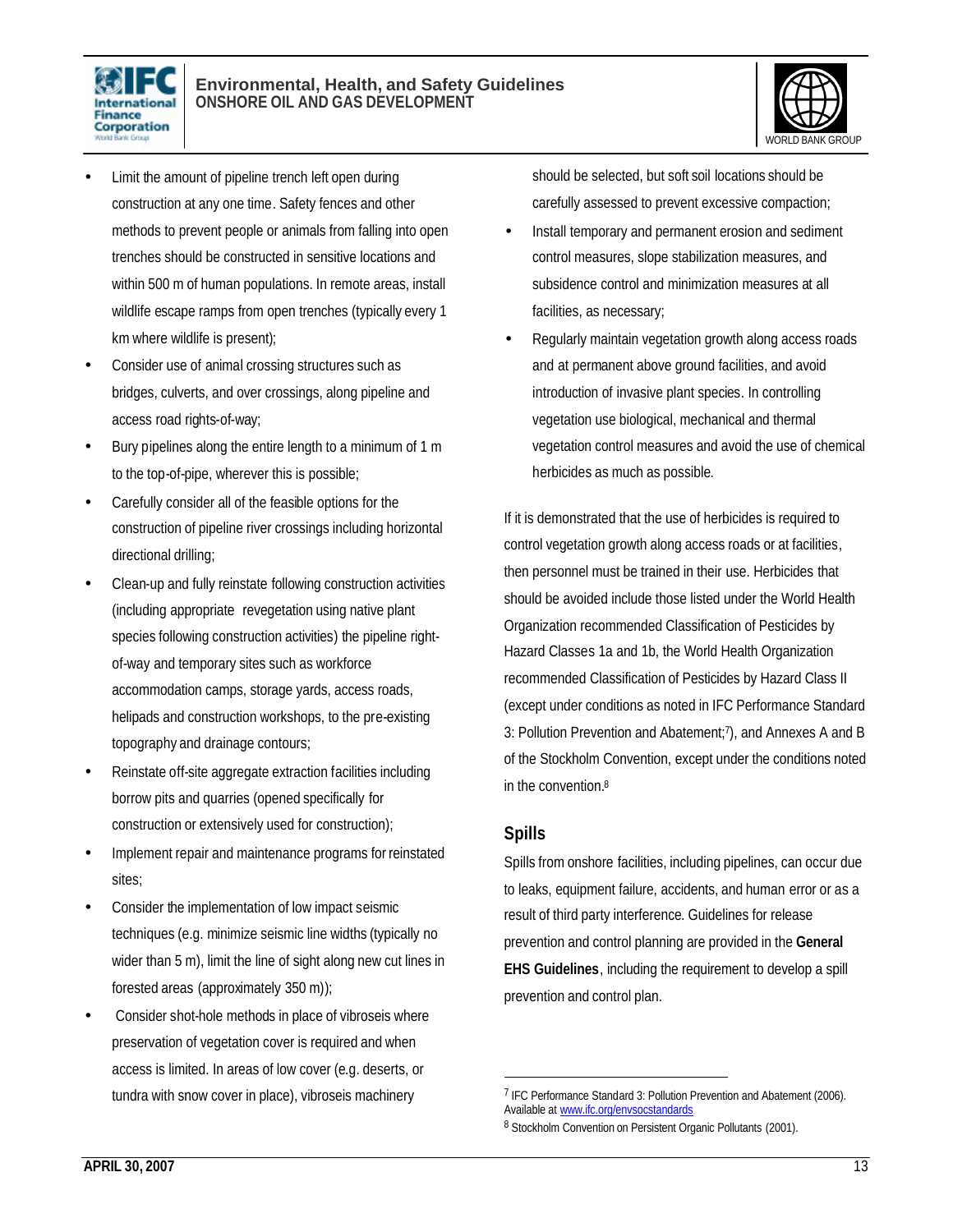- Limit the amount of pipeline trench left open during construction at any one time. Safety fences and other methods to prevent people or animals from falling into open trenches should be constructed in sensitive locations and within 500 m of human populations. In remote areas, install wildlife escape ramps from open trenches (typically every 1 km where wildlife is present);
- Consider use of animal crossing structures such as bridges, culverts, and over crossings, along pipeline and access road rights-of-way;
- Bury pipelines along the entire length to a minimum of 1 m to the top-of-pipe, wherever this is possible;
- Carefully consider all of the feasible options for the construction of pipeline river crossings including horizontal directional drilling;
- Clean-up and fully reinstate following construction activities (including appropriate revegetation using native plant species following construction activities) the pipeline right-of-way and temporary sites such as workforce accommodation camps, storage yards, access roads, helipads and construction workshops, to the pre-existing topography and drainage contours;
- Reinstate off-site aggregate extraction facilities including borrow pits and quarries (opened specifically for construction or extensively used for construction);
- Implement repair and maintenance programs for reinstated sites;
- Consider the implementation of low impact seismic techniques (e.g. minimize seismic line widths (typically no wider than 5 m), limit the line of sight along new cut lines in forested areas (approximately 350 m));
- Consider shot-hole methods in place of vibroseis where preservation of vegetation cover is required and when access is limited. In areas of low cover (e.g. deserts, or tundra with snow cover in place), vibroseis machinery should be selected, but soft soil locations should be carefully assessed to prevent excessive compaction;
- Install temporary and permanent erosion and sediment control measures, slope stabilization measures, and subsidence control and minimization measures at all facilities, as necessary;
- Regularly maintain vegetation growth along access roads and at permanent above ground facilities, and avoid introduction of invasive plant species. In controlling vegetation use biological, mechanical and thermal vegetation control measures and avoid the use of chemical herbicides as much as possible.

If it is demonstrated that the use of herbicides is required to control vegetation growth along access roads or at facilities, then personnel must be trained in their use. Herbicides that should be avoided include those listed under the World Health Organization recommended Classification of Pesticides by Hazard Classes 1a and 1b, the World Health Organization recommended Classification of Pesticides by Hazard Class II (except under conditions as noted in IFC Performance Standard 3: Pollution Prevention and Abatement;[7]), and Annexes A and B of the Stockholm Convention, except under the conditions noted in the convention.[8]

## Spills

Spills from onshore facilities, including pipelines, can occur due to leaks, equipment failure, accidents, and human error or as a result of third party interference. Guidelines for release prevention and control planning are provided in the **General EHS Guidelines**, including the requirement to develop a spill prevention and control plan.

---

[7] IFC Performance Standard 3: Pollution Prevention and Abatement (2006). Available at www.ifc.org/envsocstandards

[8] Stockholm Convention on Persistent Organic Pollutants (2001).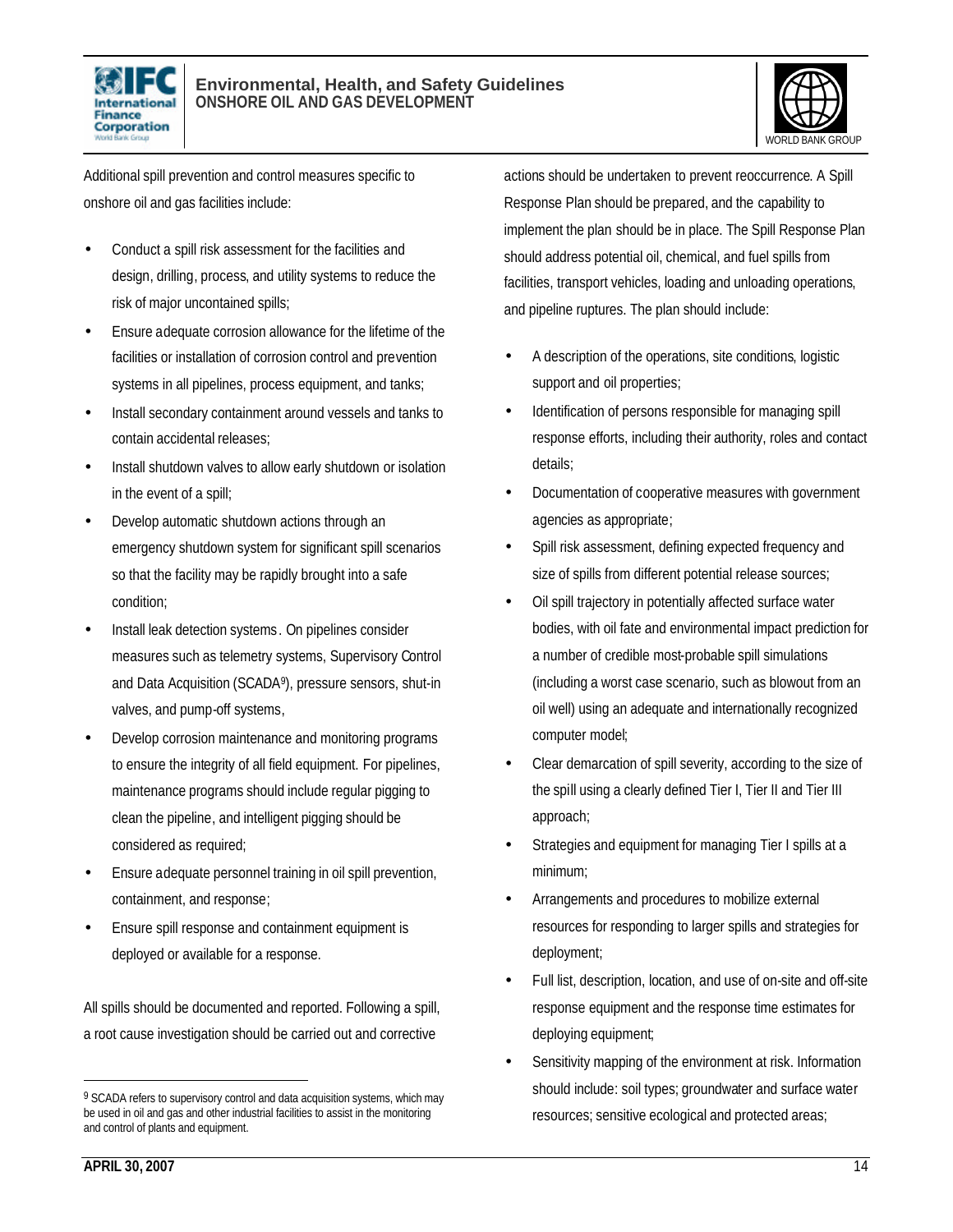Additional spill prevention and control measures specific to onshore oil and gas facilities include:

- Conduct a spill risk assessment for the facilities and design, drilling, process, and utility systems to reduce the risk of major uncontained spills;
- Ensure adequate corrosion allowance for the lifetime of the facilities or installation of corrosion control and prevention systems in all pipelines, process equipment, and tanks;
- Install secondary containment around vessels and tanks to contain accidental releases;
- Install shutdown valves to allow early shutdown or isolation in the event of a spill;
- Develop automatic shutdown actions through an emergency shutdown system for significant spill scenarios so that the facility may be rapidly brought into a safe condition;
- Install leak detection systems. On pipelines consider measures such as telemetry systems, Supervisory Control and Data Acquisition (SCADA[9]), pressure sensors, shut-in valves, and pump-off systems,
- Develop corrosion maintenance and monitoring programs to ensure the integrity of all field equipment. For pipelines, maintenance programs should include regular pigging to clean the pipeline, and intelligent pigging should be considered as required;
- Ensure adequate personnel training in oil spill prevention, containment, and response;
- Ensure spill response and containment equipment is deployed or available for a response.

All spills should be documented and reported. Following a spill, a root cause investigation should be carried out and corrective actions should be undertaken to prevent reoccurrence. A Spill Response Plan should be prepared, and the capability to implement the plan should be in place. The Spill Response Plan should address potential oil, chemical, and fuel spills from facilities, transport vehicles, loading and unloading operations, and pipeline ruptures. The plan should include:

- A description of the operations, site conditions, logistic support and oil properties;
- Identification of persons responsible for managing spill response efforts, including their authority, roles and contact details;
- Documentation of cooperative measures with government agencies as appropriate;
- Spill risk assessment, defining expected frequency and size of spills from different potential release sources;
- Oil spill trajectory in potentially affected surface water bodies, with oil fate and environmental impact prediction for a number of credible most-probable spill simulations (including a worst case scenario, such as blowout from an oil well) using an adequate and internationally recognized computer model;
- Clear demarcation of spill severity, according to the size of the spill using a clearly defined Tier I, Tier II and Tier III approach;
- Strategies and equipment for managing Tier I spills at a minimum;
- Arrangements and procedures to mobilize external resources for responding to larger spills and strategies for deployment;
- Full list, description, location, and use of on-site and off-site response equipment and the response time estimates for deploying equipment;
- Sensitivity mapping of the environment at risk. Information should include: soil types; groundwater and surface water resources; sensitive ecological and protected areas;

[9] SCADA refers to supervisory control and data acquisition systems, which may be used in oil and gas and other industrial facilities to assist in the monitoring and control of plants and equipment.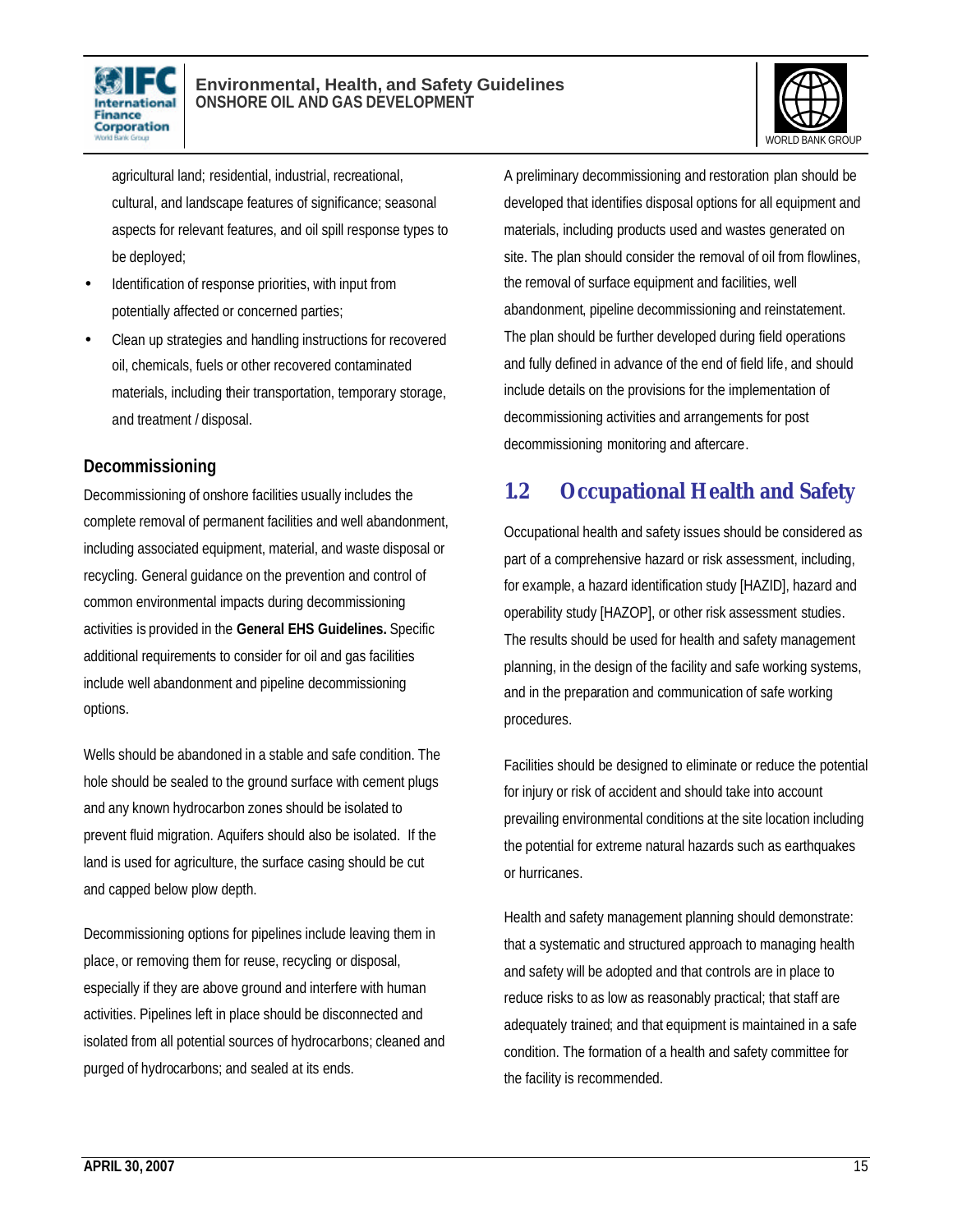agricultural land; residential, industrial, recreational, cultural, and landscape features of significance; seasonal aspects for relevant features, and oil spill response types to be deployed;

- Identification of response priorities, with input from potentially affected or concerned parties;
- Clean up strategies and handling instructions for recovered oil, chemicals, fuels or other recovered contaminated materials, including their transportation, temporary storage, and treatment / disposal.

### Decommissioning

Decommissioning of onshore facilities usually includes the complete removal of permanent facilities and well abandonment, including associated equipment, material, and waste disposal or recycling. General guidance on the prevention and control of common environmental impacts during decommissioning activities is provided in the **General EHS Guidelines.** Specific additional requirements to consider for oil and gas facilities include well abandonment and pipeline decommissioning options.

Wells should be abandoned in a stable and safe condition. The hole should be sealed to the ground surface with cement plugs and any known hydrocarbon zones should be isolated to prevent fluid migration. Aquifers should also be isolated. If the land is used for agriculture, the surface casing should be cut and capped below plow depth.

Decommissioning options for pipelines include leaving them in place, or removing them for reuse, recycling or disposal, especially if they are above ground and interfere with human activities. Pipelines left in place should be disconnected and isolated from all potential sources of hydrocarbons; cleaned and purged of hydrocarbons; and sealed at its ends.

A preliminary decommissioning and restoration plan should be developed that identifies disposal options for all equipment and materials, including products used and wastes generated on site. The plan should consider the removal of oil from flowlines, the removal of surface equipment and facilities, well abandonment, pipeline decommissioning and reinstatement. The plan should be further developed during field operations and fully defined in advance of the end of field life, and should include details on the provisions for the implementation of decommissioning activities and arrangements for post decommissioning monitoring and aftercare.

## 1.2 Occupational Health and Safety

Occupational health and safety issues should be considered as part of a comprehensive hazard or risk assessment, including, for example, a hazard identification study [HAZID], hazard and operability study [HAZOP], or other risk assessment studies. The results should be used for health and safety management planning, in the design of the facility and safe working systems, and in the preparation and communication of safe working procedures.

Facilities should be designed to eliminate or reduce the potential for injury or risk of accident and should take into account prevailing environmental conditions at the site location including the potential for extreme natural hazards such as earthquakes or hurricanes.

Health and safety management planning should demonstrate: that a systematic and structured approach to managing health and safety will be adopted and that controls are in place to reduce risks to as low as reasonably practical; that staff are adequately trained; and that equipment is maintained in a safe condition. The formation of a health and safety committee for the facility is recommended.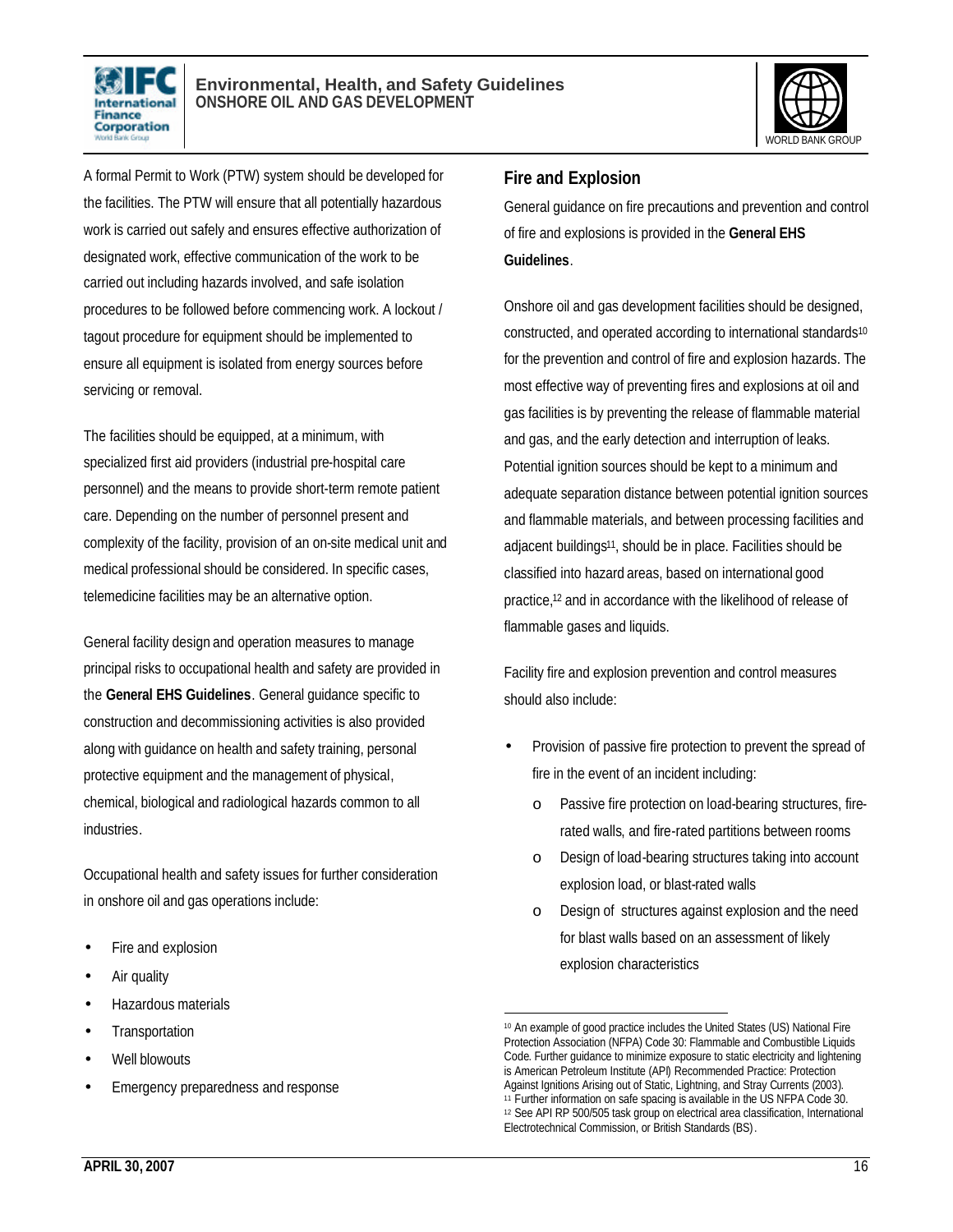A formal Permit to Work (PTW) system should be developed for the facilities. The PTW will ensure that all potentially hazardous work is carried out safely and ensures effective authorization of designated work, effective communication of the work to be carried out including hazards involved, and safe isolation procedures to be followed before commencing work. A lockout / tagout procedure for equipment should be implemented to ensure all equipment is isolated from energy sources before servicing or removal.

The facilities should be equipped, at a minimum, with specialized first aid providers (industrial pre-hospital care personnel) and the means to provide short-term remote patient care. Depending on the number of personnel present and complexity of the facility, provision of an on-site medical unit and medical professional should be considered. In specific cases, telemedicine facilities may be an alternative option.

General facility design and operation measures to manage principal risks to occupational health and safety are provided in the **General EHS Guidelines**. General guidance specific to construction and decommissioning activities is also provided along with guidance on health and safety training, personal protective equipment and the management of physical, chemical, biological and radiological hazards common to all industries.

Occupational health and safety issues for further consideration in onshore oil and gas operations include:

- Fire and explosion
- Air quality
- Hazardous materials
- Transportation
- Well blowouts
- Emergency preparedness and response

## Fire and Explosion

General guidance on fire precautions and prevention and control of fire and explosions is provided in the **General EHS Guidelines**.

Onshore oil and gas development facilities should be designed, constructed, and operated according to international standards[10] for the prevention and control of fire and explosion hazards. The most effective way of preventing fires and explosions at oil and gas facilities is by preventing the release of flammable material and gas, and the early detection and interruption of leaks. Potential ignition sources should be kept to a minimum and adequate separation distance between potential ignition sources and flammable materials, and between processing facilities and adjacent buildings[11], should be in place. Facilities should be classified into hazard areas, based on international good practice,[12] and in accordance with the likelihood of release of flammable gases and liquids.

Facility fire and explosion prevention and control measures should also include:

- Provision of passive fire protection to prevent the spread of fire in the event of an incident including:
    - Passive fire protection on load-bearing structures, fire-rated walls, and fire-rated partitions between rooms
    - Design of load-bearing structures taking into account explosion load, or blast-rated walls
    - Design of structures against explosion and the need for blast walls based on an assessment of likely explosion characteristics

[10] An example of good practice includes the United States (US) National Fire Protection Association (NFPA) Code 30: Flammable and Combustible Liquids Code. Further guidance to minimize exposure to static electricity and lightening is American Petroleum Institute (API) Recommended Practice: Protection Against Ignitions Arising out of Static, Lightning, and Stray Currents (2003).

[11] Further information on safe spacing is available in the US NFPA Code 30.

[12] See API RP 500/505 task group on electrical area classification, International Electrotechnical Commission, or British Standards (BS).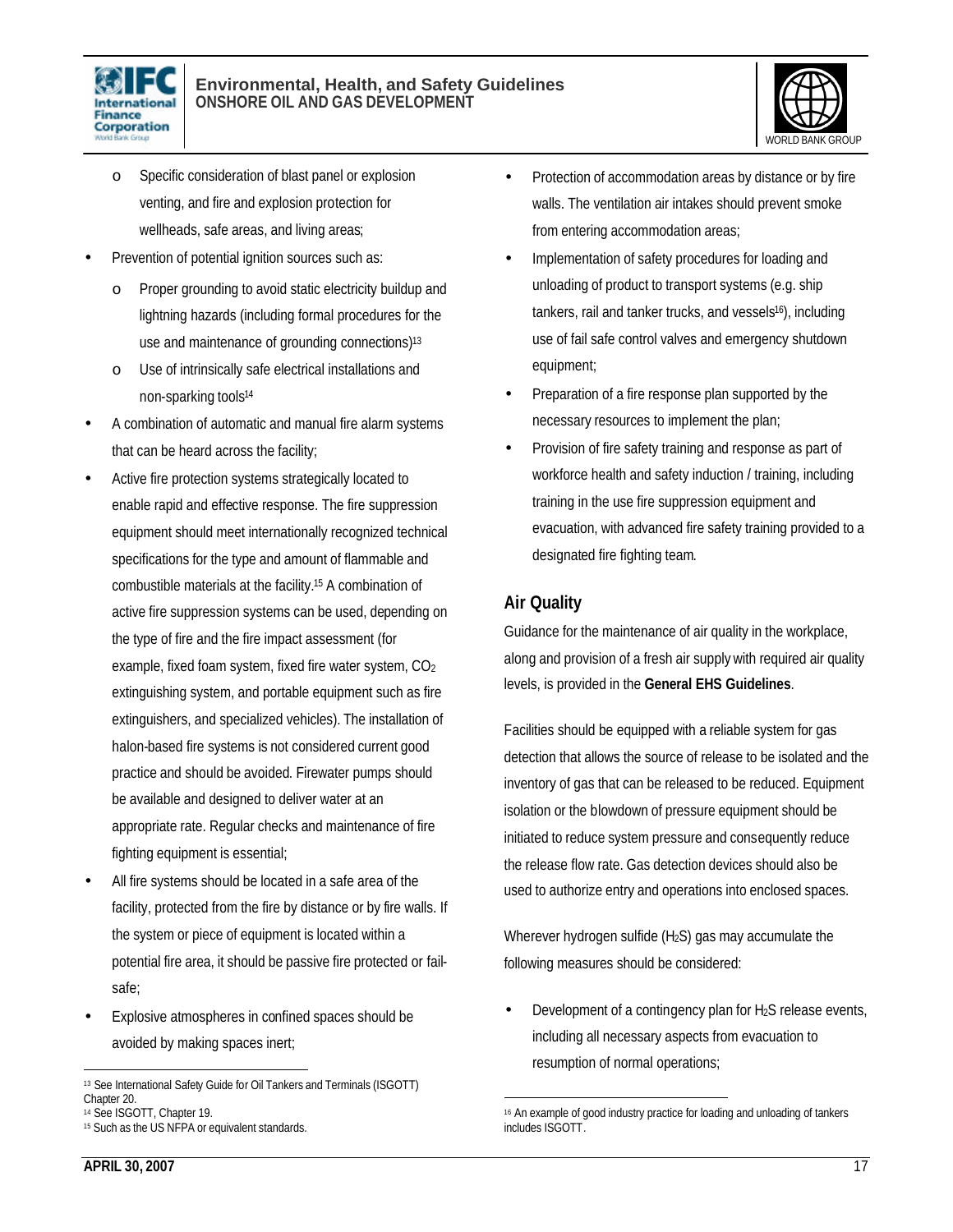- Specific consideration of blast panel or explosion venting, and fire and explosion protection for wellheads, safe areas, and living areas;
- Prevention of potential ignition sources such as:
  - Proper grounding to avoid static electricity buildup and lightning hazards (including formal procedures for the use and maintenance of grounding connections)[13]
  - Use of intrinsically safe electrical installations and non-sparking tools[14]
- A combination of automatic and manual fire alarm systems that can be heard across the facility;
- Active fire protection systems strategically located to enable rapid and effective response. The fire suppression equipment should meet internationally recognized technical specifications for the type and amount of flammable and combustible materials at the facility.[15] A combination of active fire suppression systems can be used, depending on the type of fire and the fire impact assessment (for example, fixed foam system, fixed fire water system, $CO_2$ extinguishing system, and portable equipment such as fire extinguishers, and specialized vehicles). The installation of halon-based fire systems is not considered current good practice and should be avoided. Firewater pumps should be available and designed to deliver water at an appropriate rate. Regular checks and maintenance of fire fighting equipment is essential;
- All fire systems should be located in a safe area of the facility, protected from the fire by distance or by fire walls. If the system or piece of equipment is located within a potential fire area, it should be passive fire protected or fail-safe;
- Explosive atmospheres in confined spaces should be avoided by making spaces inert;
- Protection of accommodation areas by distance or by fire walls. The ventilation air intakes should prevent smoke from entering accommodation areas;
- Implementation of safety procedures for loading and unloading of product to transport systems (e.g. ship tankers, rail and tanker trucks, and vessels[16]), including use of fail safe control valves and emergency shutdown equipment;
- Preparation of a fire response plan supported by the necessary resources to implement the plan;
- Provision of fire safety training and response as part of workforce health and safety induction / training, including training in the use fire suppression equipment and evacuation, with advanced fire safety training provided to a designated fire fighting team.

## Air Quality

Guidance for the maintenance of air quality in the workplace, along and provision of a fresh air supply with required air quality levels, is provided in the **General EHS Guidelines**.

Facilities should be equipped with a reliable system for gas detection that allows the source of release to be isolated and the inventory of gas that can be released to be reduced. Equipment isolation or the blowdown of pressure equipment should be initiated to reduce system pressure and consequently reduce the release flow rate. Gas detection devices should also be used to authorize entry and operations into enclosed spaces.

Wherever hydrogen sulfide ($H_2S$) gas may accumulate the following measures should be considered:

- Development of a contingency plan for $H_2S$ release events, including all necessary aspects from evacuation to resumption of normal operations;

---

[13] See International Safety Guide for Oil Tankers and Terminals (ISGOTT) Chapter 20.

[14] See ISGOTT, Chapter 19.

[15] Such as the US NFPA or equivalent standards.

[16] An example of good industry practice for loading and unloading of tankers includes ISGOTT.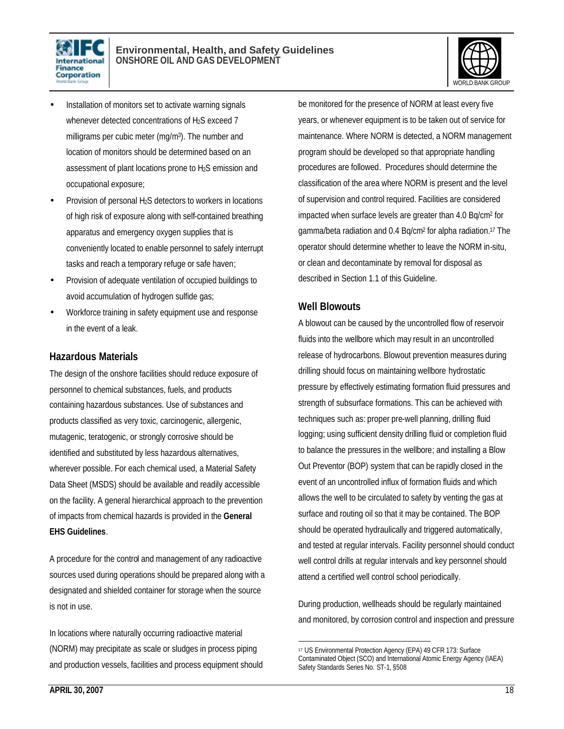- Installation of monitors set to activate warning signals whenever detected concentrations of $H_2S$ exceed 7 milligrams per cubic meter (mg/m$^3$). The number and location of monitors should be determined based on an assessment of plant locations prone to $H_2S$ emission and occupational exposure;
- Provision of personal $H_2S$ detectors to workers in locations of high risk of exposure along with self-contained breathing apparatus and emergency oxygen supplies that is conveniently located to enable personnel to safely interrupt tasks and reach a temporary refuge or safe haven;
- Provision of adequate ventilation of occupied buildings to avoid accumulation of hydrogen sulfide gas;
- Workforce training in safety equipment use and response in the event of a leak.

## Hazardous Materials

The design of the onshore facilities should reduce exposure of personnel to chemical substances, fuels, and products containing hazardous substances. Use of substances and products classified as very toxic, carcinogenic, allergenic, mutagenic, teratogenic, or strongly corrosive should be identified and substituted by less hazardous alternatives, wherever possible. For each chemical used, a Material Safety Data Sheet (MSDS) should be available and readily accessible on the facility. A general hierarchical approach to the prevention of impacts from chemical hazards is provided in the **General EHS Guidelines**.

A procedure for the control and management of any radioactive sources used during operations should be prepared along with a designated and shielded container for storage when the source is not in use.

In locations where naturally occurring radioactive material (NORM) may precipitate as scale or sludges in process piping and production vessels, facilities and process equipment should be monitored for the presence of NORM at least every five years, or whenever equipment is to be taken out of service for maintenance. Where NORM is detected, a NORM management program should be developed so that appropriate handling procedures are followed. Procedures should determine the classification of the area where NORM is present and the level of supervision and control required. Facilities are considered impacted when surface levels are greater than 4.0 Bq/cm$^2$ for gamma/beta radiation and 0.4 Bq/cm$^2$ for alpha radiation.[17] The operator should determine whether to leave the NORM in-situ, or clean and decontaminate by removal for disposal as described in Section 1.1 of this Guideline.

## Well Blowouts

A blowout can be caused by the uncontrolled flow of reservoir fluids into the wellbore which may result in an uncontrolled release of hydrocarbons. Blowout prevention measures during drilling should focus on maintaining wellbore hydrostatic pressure by effectively estimating formation fluid pressures and strength of subsurface formations. This can be achieved with techniques such as: proper pre-well planning, drilling fluid logging; using sufficient density drilling fluid or completion fluid to balance the pressures in the wellbore; and installing a Blow Out Preventor (BOP) system that can be rapidly closed in the event of an uncontrolled influx of formation fluids and which allows the well to be circulated to safety by venting the gas at surface and routing oil so that it may be contained. The BOP should be operated hydraulically and triggered automatically, and tested at regular intervals. Facility personnel should conduct well control drills at regular intervals and key personnel should attend a certified well control school periodically.

During production, wellheads should be regularly maintained and monitored, by corrosion control and inspection and pressure

[17] US Environmental Protection Agency (EPA) 49 CFR 173: Surface Contaminated Object (SCO) and International Atomic Energy Agency (IAEA) Safety Standards Series No. ST-1, §508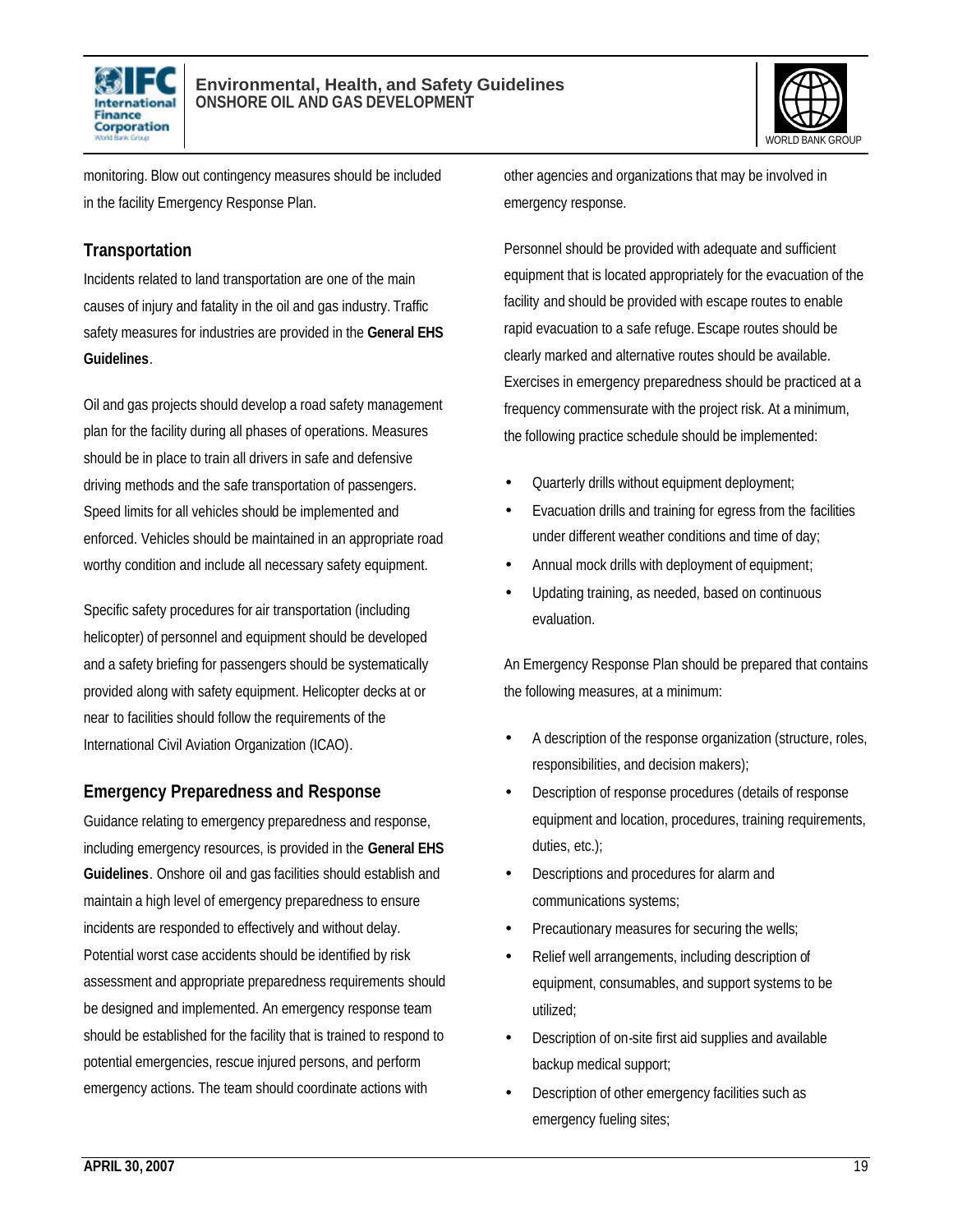monitoring. Blow out contingency measures should be included in the facility Emergency Response Plan.

## Transportation

Incidents related to land transportation are one of the main causes of injury and fatality in the oil and gas industry. Traffic safety measures for industries are provided in the **General EHS Guidelines**.

Oil and gas projects should develop a road safety management plan for the facility during all phases of operations. Measures should be in place to train all drivers in safe and defensive driving methods and the safe transportation of passengers. Speed limits for all vehicles should be implemented and enforced. Vehicles should be maintained in an appropriate road worthy condition and include all necessary safety equipment.

Specific safety procedures for air transportation (including helicopter) of personnel and equipment should be developed and a safety briefing for passengers should be systematically provided along with safety equipment. Helicopter decks at or near to facilities should follow the requirements of the International Civil Aviation Organization (ICAO).

## Emergency Preparedness and Response

Guidance relating to emergency preparedness and response, including emergency resources, is provided in the **General EHS Guidelines**. Onshore oil and gas facilities should establish and maintain a high level of emergency preparedness to ensure incidents are responded to effectively and without delay. Potential worst case accidents should be identified by risk assessment and appropriate preparedness requirements should be designed and implemented. An emergency response team should be established for the facility that is trained to respond to potential emergencies, rescue injured persons, and perform emergency actions. The team should coordinate actions with other agencies and organizations that may be involved in emergency response.

Personnel should be provided with adequate and sufficient equipment that is located appropriately for the evacuation of the facility and should be provided with escape routes to enable rapid evacuation to a safe refuge. Escape routes should be clearly marked and alternative routes should be available. Exercises in emergency preparedness should be practiced at a frequency commensurate with the project risk. At a minimum, the following practice schedule should be implemented:

- Quarterly drills without equipment deployment;
- Evacuation drills and training for egress from the facilities under different weather conditions and time of day;
- Annual mock drills with deployment of equipment;
- Updating training, as needed, based on continuous evaluation.

An Emergency Response Plan should be prepared that contains the following measures, at a minimum:

- A description of the response organization (structure, roles, responsibilities, and decision makers);
- Description of response procedures (details of response equipment and location, procedures, training requirements, duties, etc.);
- Descriptions and procedures for alarm and communications systems;
- Precautionary measures for securing the wells;
- Relief well arrangements, including description of equipment, consumables, and support systems to be utilized;
- Description of on-site first aid supplies and available backup medical support;
- Description of other emergency facilities such as emergency fueling sites;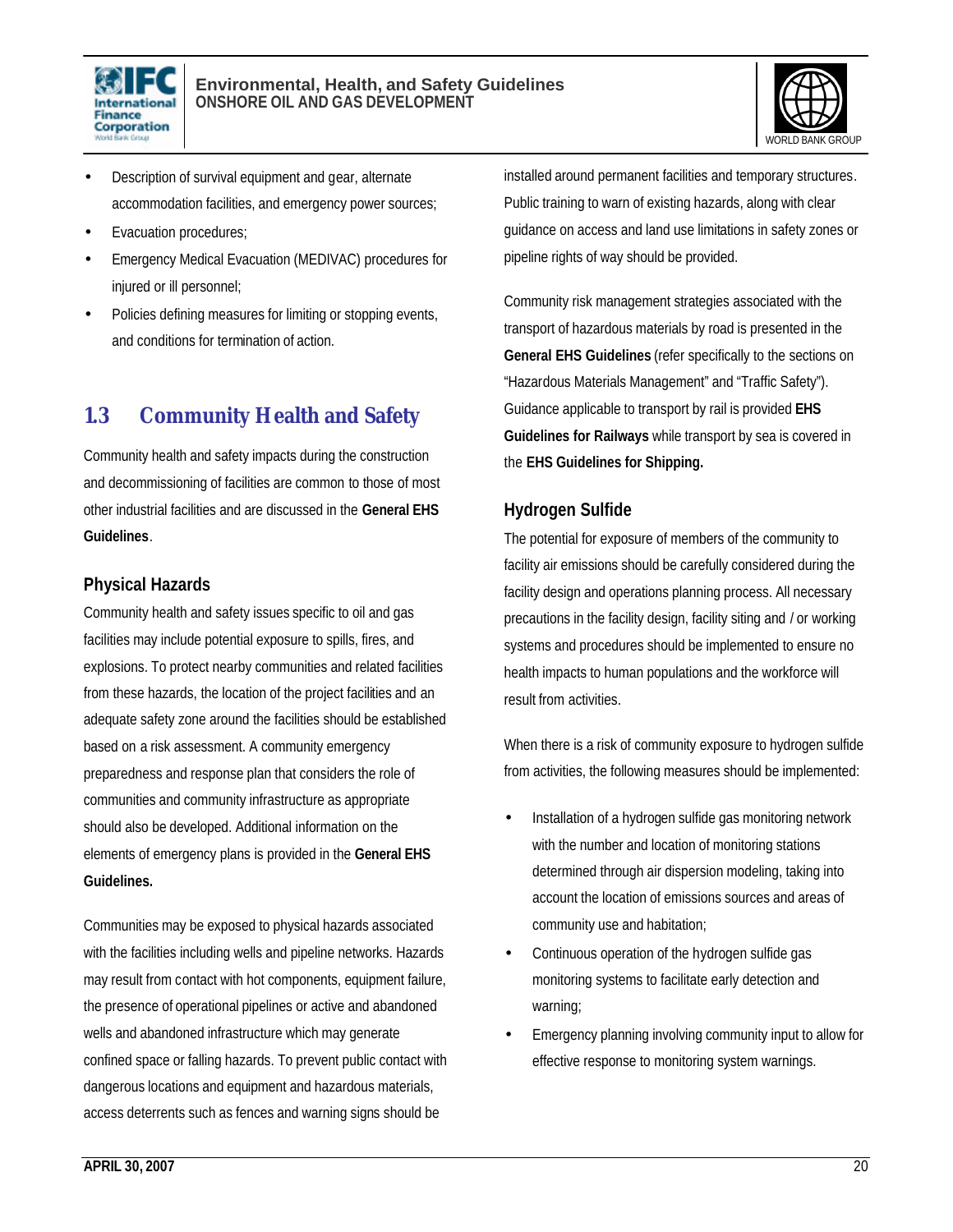- Description of survival equipment and gear, alternate accommodation facilities, and emergency power sources;
- Evacuation procedures;
- Emergency Medical Evacuation (MEDIVAC) procedures for injured or ill personnel;
- Policies defining measures for limiting or stopping events, and conditions for termination of action.

## 1.3 Community Health and Safety

Community health and safety impacts during the construction and decommissioning of facilities are common to those of most other industrial facilities and are discussed in the **General EHS Guidelines**.

### Physical Hazards

Community health and safety issues specific to oil and gas facilities may include potential exposure to spills, fires, and explosions. To protect nearby communities and related facilities from these hazards, the location of the project facilities and an adequate safety zone around the facilities should be established based on a risk assessment. A community emergency preparedness and response plan that considers the role of communities and community infrastructure as appropriate should also be developed. Additional information on the elements of emergency plans is provided in the **General EHS Guidelines.**

Communities may be exposed to physical hazards associated with the facilities including wells and pipeline networks. Hazards may result from contact with hot components, equipment failure, the presence of operational pipelines or active and abandoned wells and abandoned infrastructure which may generate confined space or falling hazards. To prevent public contact with dangerous locations and equipment and hazardous materials, access deterrents such as fences and warning signs should be installed around permanent facilities and temporary structures. Public training to warn of existing hazards, along with clear guidance on access and land use limitations in safety zones or pipeline rights of way should be provided.

Community risk management strategies associated with the transport of hazardous materials by road is presented in the **General EHS Guidelines** (refer specifically to the sections on "Hazardous Materials Management" and "Traffic Safety"). Guidance applicable to transport by rail is provided **EHS Guidelines for Railways** while transport by sea is covered in the **EHS Guidelines for Shipping.**

### Hydrogen Sulfide

The potential for exposure of members of the community to facility air emissions should be carefully considered during the facility design and operations planning process. All necessary precautions in the facility design, facility siting and / or working systems and procedures should be implemented to ensure no health impacts to human populations and the workforce will result from activities.

When there is a risk of community exposure to hydrogen sulfide from activities, the following measures should be implemented:

- Installation of a hydrogen sulfide gas monitoring network with the number and location of monitoring stations determined through air dispersion modeling, taking into account the location of emissions sources and areas of community use and habitation;
- Continuous operation of the hydrogen sulfide gas monitoring systems to facilitate early detection and warning;
- Emergency planning involving community input to allow for effective response to monitoring system warnings.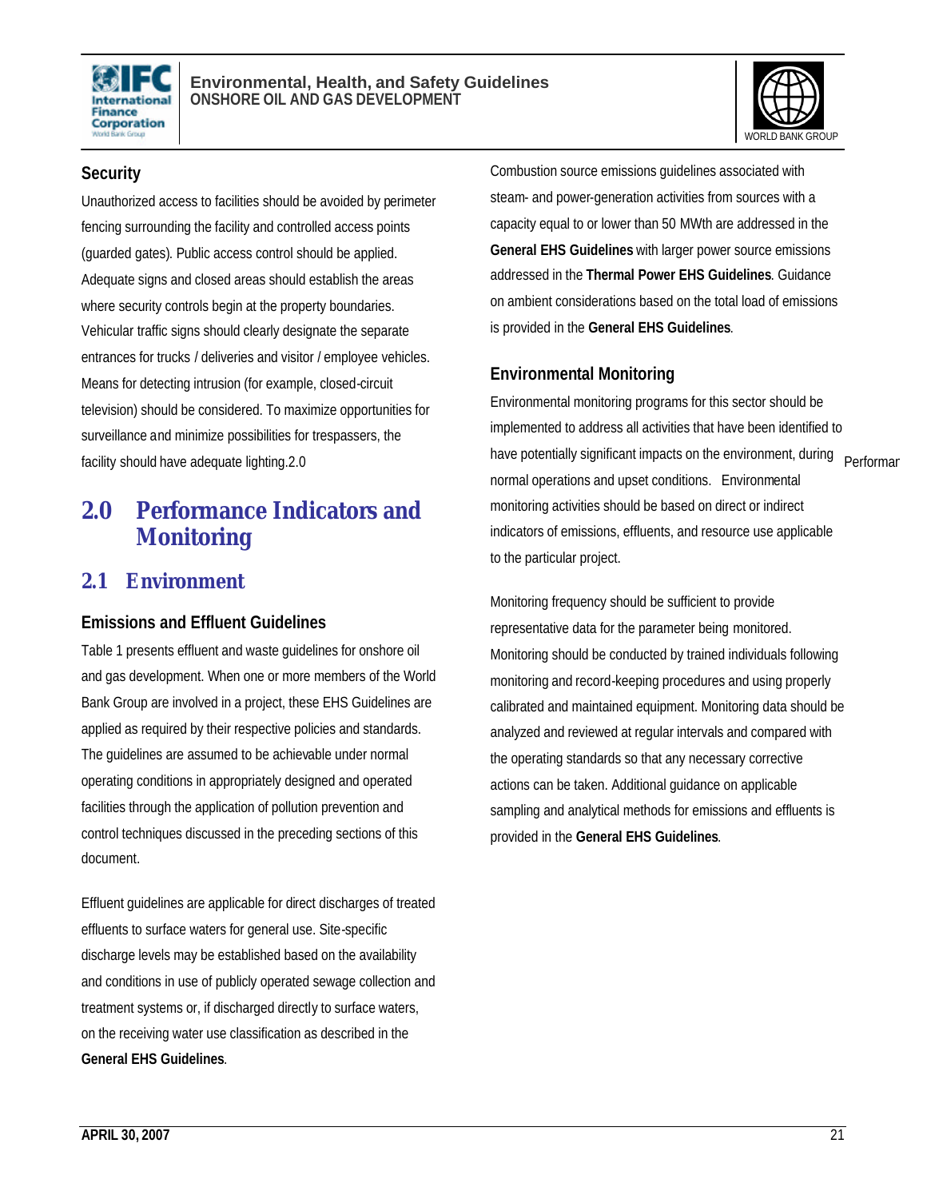### Security

Unauthorized access to facilities should be avoided by perimeter fencing surrounding the facility and controlled access points (guarded gates). Public access control should be applied. Adequate signs and closed areas should establish the areas where security controls begin at the property boundaries. Vehicular traffic signs should clearly designate the separate entrances for trucks / deliveries and visitor / employee vehicles. Means for detecting intrusion (for example, closed-circuit television) should be considered. To maximize opportunities for surveillance and minimize possibilities for trespassers, the facility should have adequate lighting.2.0

# 2.0 Performance Indicators and Monitoring

## 2.1 Environment

### Emissions and Effluent Guidelines

Table 1 presents effluent and waste guidelines for onshore oil and gas development. When one or more members of the World Bank Group are involved in a project, these EHS Guidelines are applied as required by their respective policies and standards. The guidelines are assumed to be achievable under normal operating conditions in appropriately designed and operated facilities through the application of pollution prevention and control techniques discussed in the preceding sections of this document.

Effluent guidelines are applicable for direct discharges of treated effluents to surface waters for general use. Site-specific discharge levels may be established based on the availability and conditions in use of publicly operated sewage collection and treatment systems or, if discharged directly to surface waters, on the receiving water use classification as described in the **General EHS Guidelines**.

Combustion source emissions guidelines associated with steam- and power-generation activities from sources with a capacity equal to or lower than 50 MWth are addressed in the **General EHS Guidelines** with larger power source emissions addressed in the **Thermal Power EHS Guidelines**. Guidance on ambient considerations based on the total load of emissions is provided in the **General EHS Guidelines**.

### Environmental Monitoring

Environmental monitoring programs for this sector should be implemented to address all activities that have been identified to have potentially significant impacts on the environment, during normal operations and upset conditions. Environmental monitoring activities should be based on direct or indirect indicators of emissions, effluents, and resource use applicable to the particular project.

Monitoring frequency should be sufficient to provide representative data for the parameter being monitored. Monitoring should be conducted by trained individuals following monitoring and record-keeping procedures and using properly calibrated and maintained equipment. Monitoring data should be analyzed and reviewed at regular intervals and compared with the operating standards so that any necessary corrective actions can be taken. Additional guidance on applicable sampling and analytical methods for emissions and effluents is provided in the **General EHS Guidelines**.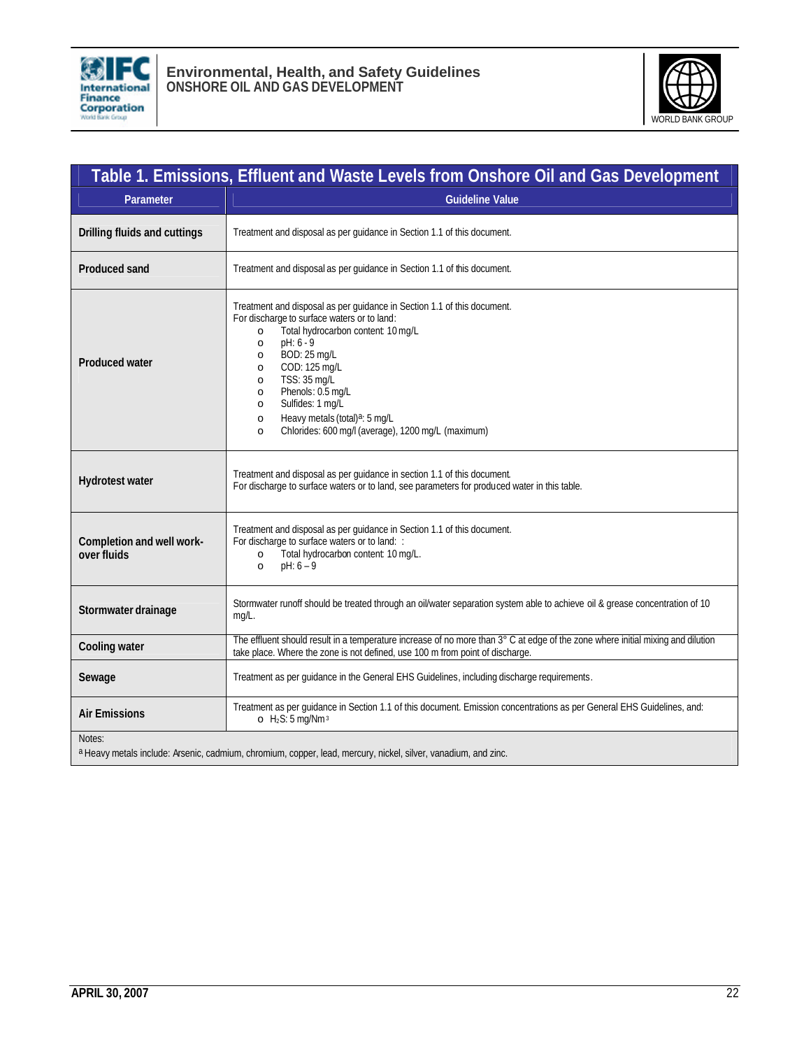**Table 1. Emissions, Effluent and Waste Levels from Onshore Oil and Gas Development**

| Parameter | Guideline Value |
|---|---|
| **Drilling fluids and cuttings** | Treatment and disposal as per guidance in Section 1.1 of this document. |
| **Produced sand** | Treatment and disposal as per guidance in Section 1.1 of this document. |
| **Produced water** | Treatment and disposal as per guidance in Section 1.1 of this document.<br>For discharge to surface waters or to land:<br>o Total hydrocarbon content: 10 mg/L<br>o pH: 6 - 9<br>o BOD: 25 mg/L<br>o COD: 125 mg/L<br>o TSS: 35 mg/L<br>o Phenols: 0.5 mg/L<br>o Sulfides: 1 mg/L<br>o Heavy metals (total)[a]: 5 mg/L<br>o Chlorides: 600 mg/l (average), 1200 mg/L (maximum) |
| **Hydrotest water** | Treatment and disposal as per guidance in section 1.1 of this document.<br>For discharge to surface waters or to land, see parameters for produced water in this table. |
| **Completion and well work-over fluids** | Treatment and disposal as per guidance in Section 1.1 of this document.<br>For discharge to surface waters or to land: :<br>o Total hydrocarbon content: 10 mg/L.<br>o pH: 6 – 9 |
| **Stormwater drainage** | Stormwater runoff should be treated through an oil/water separation system able to achieve oil & grease concentration of 10 mg/L. |
| **Cooling water** | The effluent should result in a temperature increase of no more than 3° C at edge of the zone where initial mixing and dilution take place. Where the zone is not defined, use 100 m from point of discharge. |
| **Sewage** | Treatment as per guidance in the General EHS Guidelines, including discharge requirements. |
| **Air Emissions** | Treatment as per guidance in Section 1.1 of this document. Emission concentrations as per General EHS Guidelines, and:<br>o $H_2S$: 5 mg/Nm$^3$ |

Notes:
[a] Heavy metals include: Arsenic, cadmium, chromium, copper, lead, mercury, nickel, silver, vanadium, and zinc.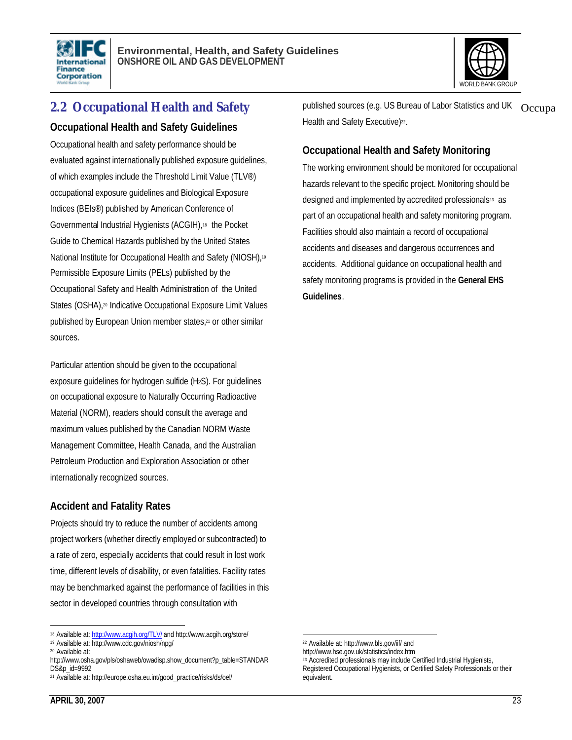## 2.2 Occupational Health and Safety

### Occupational Health and Safety Guidelines

Occupational health and safety performance should be evaluated against internationally published exposure guidelines, of which examples include the Threshold Limit Value (TLV®) occupational exposure guidelines and Biological Exposure Indices (BEIs®) published by American Conference of Governmental Industrial Hygienists (ACGIH),[18] the Pocket Guide to Chemical Hazards published by the United States National Institute for Occupational Health and Safety (NIOSH),[19] Permissible Exposure Limits (PELs) published by the Occupational Safety and Health Administration of the United States (OSHA),[20] Indicative Occupational Exposure Limit Values published by European Union member states,[21] or other similar sources.

Particular attention should be given to the occupational exposure guidelines for hydrogen sulfide ($H_2S$). For guidelines on occupational exposure to Naturally Occurring Radioactive Material (NORM), readers should consult the average and maximum values published by the Canadian NORM Waste Management Committee, Health Canada, and the Australian Petroleum Production and Exploration Association or other internationally recognized sources.

### Accident and Fatality Rates

Projects should try to reduce the number of accidents among project workers (whether directly employed or subcontracted) to a rate of zero, especially accidents that could result in lost work time, different levels of disability, or even fatalities. Facility rates may be benchmarked against the performance of facilities in this sector in developed countries through consultation with published sources (e.g. US Bureau of Labor Statistics and UK Health and Safety Executive)[22].

### Occupational Health and Safety Monitoring

The working environment should be monitored for occupational hazards relevant to the specific project. Monitoring should be designed and implemented by accredited professionals[23] as part of an occupational health and safety monitoring program. Facilities should also maintain a record of occupational accidents and diseases and dangerous occurrences and accidents. Additional guidance on occupational health and safety monitoring programs is provided in the **General EHS Guidelines**.

---

[18] Available at: http://www.acgih.org/TLV/ and http://www.acgih.org/store/

[19] Available at: http://www.cdc.gov/niosh/npg/

[20] Available at: http://www.osha.gov/pls/oshaweb/owadisp.show_document?p_table=STANDARDS&p_id=9992

[21] Available at: http://europe.osha.eu.int/good_practice/risks/ds/oel/

[22] Available at: http://www.bls.gov/iif/ and http://www.hse.gov.uk/statistics/index.htm

[23] Accredited professionals may include Certified Industrial Hygienists, Registered Occupational Hygienists, or Certified Safety Professionals or their equivalent.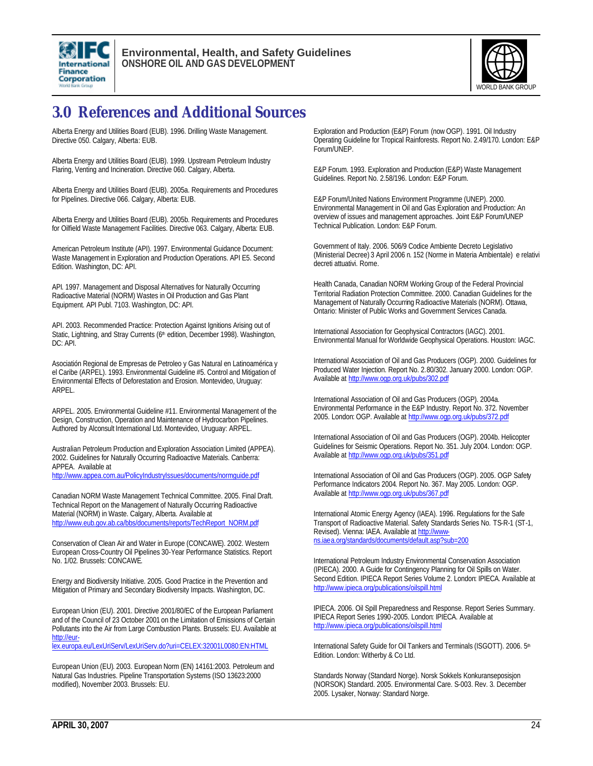# 3.0 References and Additional Sources

Alberta Energy and Utilities Board (EUB). 1996. Drilling Waste Management. Directive 050. Calgary, Alberta: EUB.

Alberta Energy and Utilities Board (EUB). 1999. Upstream Petroleum Industry Flaring, Venting and Incineration. Directive 060. Calgary, Alberta.

Alberta Energy and Utilities Board (EUB). 2005a. Requirements and Procedures for Pipelines. Directive 066. Calgary, Alberta: EUB.

Alberta Energy and Utilities Board (EUB). 2005b. Requirements and Procedures for Oilfield Waste Management Facilities. Directive 063. Calgary, Alberta: EUB.

American Petroleum Institute (API). 1997. Environmental Guidance Document: Waste Management in Exploration and Production Operations. API E5. Second Edition. Washington, DC: API.

API. 1997. Management and Disposal Alternatives for Naturally Occurring Radioactive Material (NORM) Wastes in Oil Production and Gas Plant Equipment. API Publ. 7103. Washington, DC: API.

API. 2003. Recommended Practice: Protection Against Ignitions Arising out of Static, Lightning, and Stray Currents (6th edition, December 1998). Washington, DC: API.

Asociatión Regional de Empresas de Petroleo y Gas Natural en Latinoamérica y el Caribe (ARPEL). 1993. Environmental Guideline #5. Control and Mitigation of Environmental Effects of Deforestation and Erosion. Montevideo, Uruguay: ARPEL.

ARPEL. 2005. Environmental Guideline #11. Environmental Management of the Design, Construction, Operation and Maintenance of Hydrocarbon Pipelines. Authored by Alconsult International Ltd. Montevideo, Uruguay: ARPEL.

Australian Petroleum Production and Exploration Association Limited (APPEA). 2002. Guidelines for Naturally Occurring Radioactive Materials. Canberra: APPEA. Available at http://www.appea.com.au/PolicyIndustryIssues/documents/normguide.pdf

Canadian NORM Waste Management Technical Committee. 2005. Final Draft. Technical Report on the Management of Naturally Occurring Radioactive Material (NORM) in Waste. Calgary, Alberta. Available at http://www.eub.gov.ab.ca/bbs/documents/reports/TechReport_NORM.pdf

Conservation of Clean Air and Water in Europe (CONCAWE). 2002. Western European Cross-Country Oil Pipelines 30-Year Performance Statistics. Report No. 1/02. Brussels: CONCAWE.

Energy and Biodiversity Initiative. 2005. Good Practice in the Prevention and Mitigation of Primary and Secondary Biodiversity Impacts. Washington, DC.

European Union (EU). 2001. Directive 2001/80/EC of the European Parliament and of the Council of 23 October 2001 on the Limitation of Emissions of Certain Pollutants into the Air from Large Combustion Plants. Brussels: EU. Available at http://eur-lex.europa.eu/LexUriServ/LexUriServ.do?uri=CELEX:32001L0080:EN:HTML

European Union (EU). 2003. European Norm (EN) 14161:2003. Petroleum and Natural Gas Industries. Pipeline Transportation Systems (ISO 13623:2000 modified), November 2003. Brussels: EU.

Exploration and Production (E&P) Forum (now OGP). 1991. Oil Industry Operating Guideline for Tropical Rainforests. Report No. 2.49/170. London: E&P Forum/UNEP.

E&P Forum. 1993. Exploration and Production (E&P) Waste Management Guidelines. Report No. 2.58/196. London: E&P Forum.

E&P Forum/United Nations Environment Programme (UNEP). 2000. Environmental Management in Oil and Gas Exploration and Production: An overview of issues and management approaches. Joint E&P Forum/UNEP Technical Publication. London: E&P Forum.

Government of Italy. 2006. 506/9 Codice Ambiente Decreto Legislativo (Ministerial Decree) 3 April 2006 n. 152 (Norme in Materia Ambientale) e relativi decreti attuativi. Rome.

Health Canada, Canadian NORM Working Group of the Federal Provincial Territorial Radiation Protection Committee. 2000. Canadian Guidelines for the Management of Naturally Occurring Radioactive Materials (NORM). Ottawa, Ontario: Minister of Public Works and Government Services Canada.

International Association for Geophysical Contractors (IAGC). 2001. Environmental Manual for Worldwide Geophysical Operations. Houston: IAGC.

International Association of Oil and Gas Producers (OGP). 2000. Guidelines for Produced Water Injection. Report No. 2.80/302. January 2000. London: OGP. Available at http://www.ogp.org.uk/pubs/302.pdf

International Association of Oil and Gas Producers (OGP). 2004a. Environmental Performance in the E&P Industry. Report No. 372. November 2005. London: OGP. Available at http://www.ogp.org.uk/pubs/372.pdf

International Association of Oil and Gas Producers (OGP). 2004b. Helicopter Guidelines for Seismic Operations. Report No. 351. July 2004. London: OGP. Available at http://www.ogp.org.uk/pubs/351.pdf

International Association of Oil and Gas Producers (OGP). 2005. OGP Safety Performance Indicators 2004. Report No. 367. May 2005. London: OGP. Available at http://www.ogp.org.uk/pubs/367.pdf

International Atomic Energy Agency (IAEA). 1996. Regulations for the Safe Transport of Radioactive Material. Safety Standards Series No. TS-R-1 (ST-1, Revised). Vienna: IAEA. Available at http://www-ns.iaea.org/standards/documents/default.asp?sub=200

International Petroleum Industry Environmental Conservation Association (IPIECA). 2000. A Guide for Contingency Planning for Oil Spills on Water. Second Edition. IPIECA Report Series Volume 2. London: IPIECA. Available at http://www.ipieca.org/publications/oilspill.html

IPIECA. 2006. Oil Spill Preparedness and Response. Report Series Summary. IPIECA Report Series 1990-2005. London: IPIECA. Available at http://www.ipieca.org/publications/oilspill.html

International Safety Guide for Oil Tankers and Terminals (ISGOTT). 2006. 5th Edition. London: Witherby & Co Ltd.

Standards Norway (Standard Norge). Norsk Sokkels Konkuranseposisjon (NORSOK) Standard. 2005. Environmental Care. S-003. Rev. 3. December 2005. Lysaker, Norway: Standard Norge.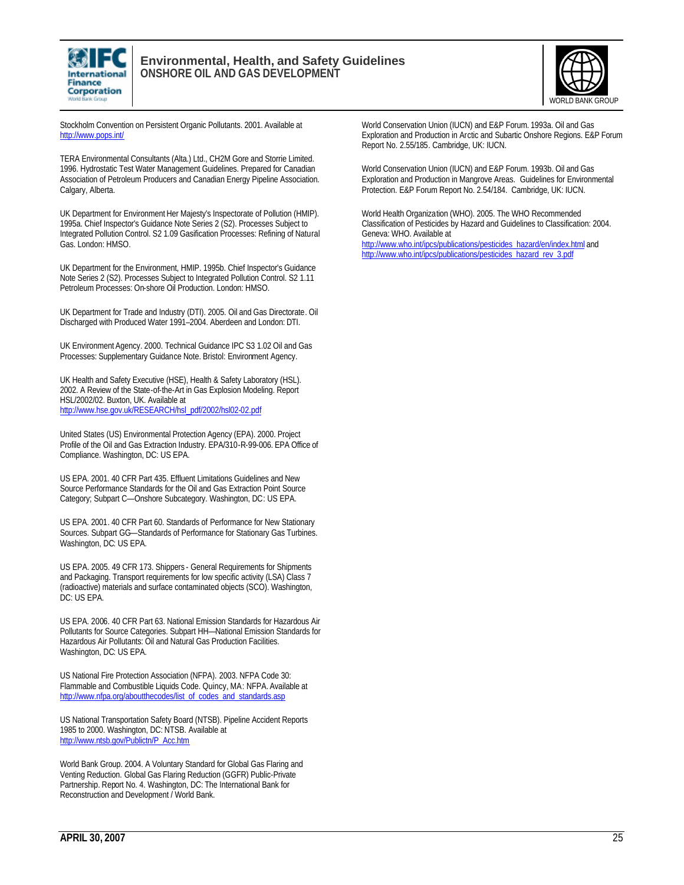Stockholm Convention on Persistent Organic Pollutants. 2001. Available at http://www.pops.int/

TERA Environmental Consultants (Alta.) Ltd., CH2M Gore and Storrie Limited. 1996. Hydrostatic Test Water Management Guidelines. Prepared for Canadian Association of Petroleum Producers and Canadian Energy Pipeline Association. Calgary, Alberta.

UK Department for Environment Her Majesty's Inspectorate of Pollution (HMIP). 1995a. Chief Inspector's Guidance Note Series 2 (S2). Processes Subject to Integrated Pollution Control. S2 1.09 Gasification Processes: Refining of Natural Gas. London: HMSO.

UK Department for the Environment, HMIP. 1995b. Chief Inspector's Guidance Note Series 2 (S2). Processes Subject to Integrated Pollution Control. S2 1.11 Petroleum Processes: On-shore Oil Production. London: HMSO.

UK Department for Trade and Industry (DTI). 2005. Oil and Gas Directorate. Oil Discharged with Produced Water 1991–2004. Aberdeen and London: DTI.

UK Environment Agency. 2000. Technical Guidance IPC S3 1.02 Oil and Gas Processes: Supplementary Guidance Note. Bristol: Environment Agency.

UK Health and Safety Executive (HSE), Health & Safety Laboratory (HSL). 2002. A Review of the State-of-the-Art in Gas Explosion Modeling. Report HSL/2002/02. Buxton, UK. Available at http://www.hse.gov.uk/RESEARCH/hsl_pdf/2002/hsl02-02.pdf

United States (US) Environmental Protection Agency (EPA). 2000. Project Profile of the Oil and Gas Extraction Industry. EPA/310-R-99-006. EPA Office of Compliance. Washington, DC: US EPA.

US EPA. 2001. 40 CFR Part 435. Effluent Limitations Guidelines and New Source Performance Standards for the Oil and Gas Extraction Point Source Category; Subpart C—Onshore Subcategory. Washington, DC: US EPA.

US EPA. 2001. 40 CFR Part 60. Standards of Performance for New Stationary Sources. Subpart GG—Standards of Performance for Stationary Gas Turbines. Washington, DC: US EPA.

US EPA. 2005. 49 CFR 173. Shippers - General Requirements for Shipments and Packaging. Transport requirements for low specific activity (LSA) Class 7 (radioactive) materials and surface contaminated objects (SCO). Washington, DC: US EPA.

US EPA. 2006. 40 CFR Part 63. National Emission Standards for Hazardous Air Pollutants for Source Categories. Subpart HH—National Emission Standards for Hazardous Air Pollutants: Oil and Natural Gas Production Facilities. Washington, DC: US EPA.

US National Fire Protection Association (NFPA). 2003. NFPA Code 30: Flammable and Combustible Liquids Code. Quincy, MA: NFPA. Available at http://www.nfpa.org/aboutthecodes/list_of_codes_and_standards.asp

US National Transportation Safety Board (NTSB). Pipeline Accident Reports 1985 to 2000. Washington, DC: NTSB. Available at http://www.ntsb.gov/Publictn/P_Acc.htm

World Bank Group. 2004. A Voluntary Standard for Global Gas Flaring and Venting Reduction. Global Gas Flaring Reduction (GGFR) Public-Private Partnership. Report No. 4. Washington, DC: The International Bank for Reconstruction and Development / World Bank.

World Conservation Union (IUCN) and E&P Forum. 1993a. Oil and Gas Exploration and Production in Arctic and Subartic Onshore Regions. E&P Forum Report No. 2.55/185. Cambridge, UK: IUCN.

World Conservation Union (IUCN) and E&P Forum. 1993b. Oil and Gas Exploration and Production in Mangrove Areas. Guidelines for Environmental Protection. E&P Forum Report No. 2.54/184. Cambridge, UK: IUCN.

World Health Organization (WHO). 2005. The WHO Recommended Classification of Pesticides by Hazard and Guidelines to Classification: 2004. Geneva: WHO. Available at http://www.who.int/ipcs/publications/pesticides_hazard/en/index.html and http://www.who.int/ipcs/publications/pesticides_hazard_rev_3.pdf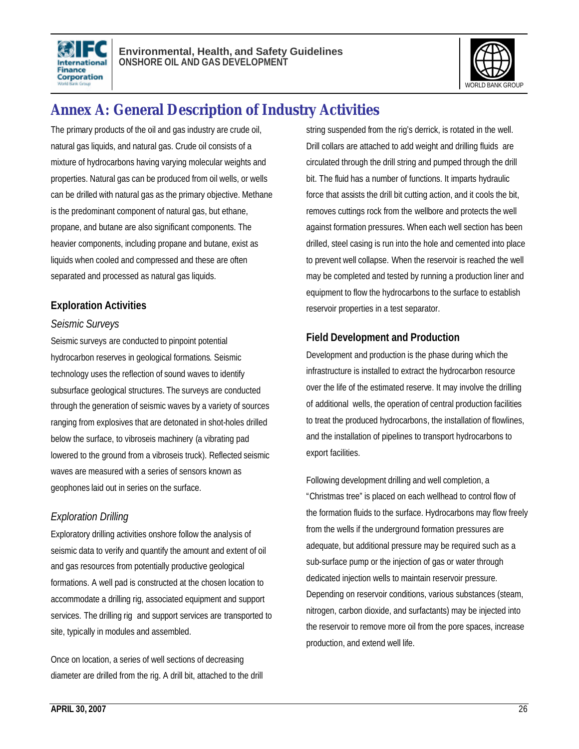# Annex A: General Description of Industry Activities

The primary products of the oil and gas industry are crude oil, natural gas liquids, and natural gas. Crude oil consists of a mixture of hydrocarbons having varying molecular weights and properties. Natural gas can be produced from oil wells, or wells can be drilled with natural gas as the primary objective. Methane is the predominant component of natural gas, but ethane, propane, and butane are also significant components. The heavier components, including propane and butane, exist as liquids when cooled and compressed and these are often separated and processed as natural gas liquids.

## Exploration Activities

### *Seismic Surveys*

Seismic surveys are conducted to pinpoint potential hydrocarbon reserves in geological formations. Seismic technology uses the reflection of sound waves to identify subsurface geological structures. The surveys are conducted through the generation of seismic waves by a variety of sources ranging from explosives that are detonated in shot-holes drilled below the surface, to vibroseis machinery (a vibrating pad lowered to the ground from a vibroseis truck). Reflected seismic waves are measured with a series of sensors known as geophones laid out in series on the surface.

### *Exploration Drilling*

Exploratory drilling activities onshore follow the analysis of seismic data to verify and quantify the amount and extent of oil and gas resources from potentially productive geological formations. A well pad is constructed at the chosen location to accommodate a drilling rig, associated equipment and support services. The drilling rig and support services are transported to site, typically in modules and assembled.

Once on location, a series of well sections of decreasing diameter are drilled from the rig. A drill bit, attached to the drill string suspended from the rig's derrick, is rotated in the well. Drill collars are attached to add weight and drilling fluids are circulated through the drill string and pumped through the drill bit. The fluid has a number of functions. It imparts hydraulic force that assists the drill bit cutting action, and it cools the bit, removes cuttings rock from the wellbore and protects the well against formation pressures. When each well section has been drilled, steel casing is run into the hole and cemented into place to prevent well collapse. When the reservoir is reached the well may be completed and tested by running a production liner and equipment to flow the hydrocarbons to the surface to establish reservoir properties in a test separator.

## Field Development and Production

Development and production is the phase during which the infrastructure is installed to extract the hydrocarbon resource over the life of the estimated reserve. It may involve the drilling of additional wells, the operation of central production facilities to treat the produced hydrocarbons, the installation of flowlines, and the installation of pipelines to transport hydrocarbons to export facilities.

Following development drilling and well completion, a "Christmas tree" is placed on each wellhead to control flow of the formation fluids to the surface. Hydrocarbons may flow freely from the wells if the underground formation pressures are adequate, but additional pressure may be required such as a sub-surface pump or the injection of gas or water through dedicated injection wells to maintain reservoir pressure. Depending on reservoir conditions, various substances (steam, nitrogen, carbon dioxide, and surfactants) may be injected into the reservoir to remove more oil from the pore spaces, increase production, and extend well life.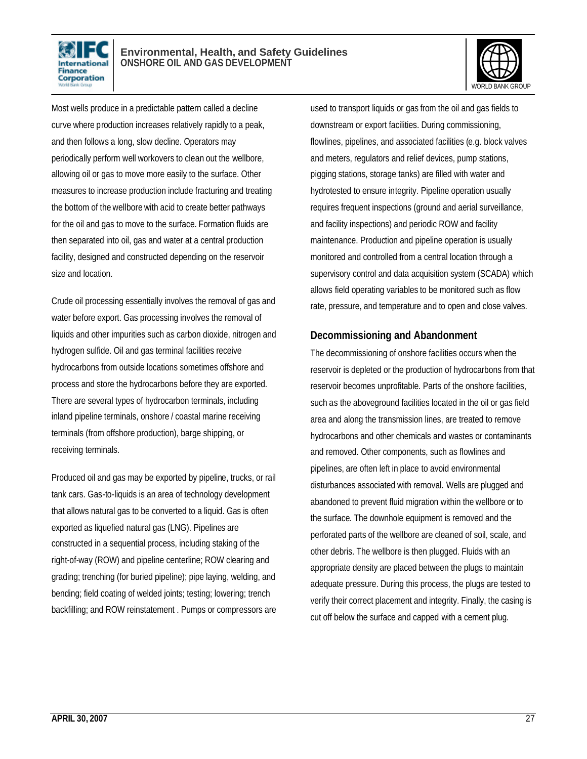Most wells produce in a predictable pattern called a decline curve where production increases relatively rapidly to a peak, and then follows a long, slow decline. Operators may periodically perform well workovers to clean out the wellbore, allowing oil or gas to move more easily to the surface. Other measures to increase production include fracturing and treating the bottom of the wellbore with acid to create better pathways for the oil and gas to move to the surface. Formation fluids are then separated into oil, gas and water at a central production facility, designed and constructed depending on the reservoir size and location.

Crude oil processing essentially involves the removal of gas and water before export. Gas processing involves the removal of liquids and other impurities such as carbon dioxide, nitrogen and hydrogen sulfide. Oil and gas terminal facilities receive hydrocarbons from outside locations sometimes offshore and process and store the hydrocarbons before they are exported. There are several types of hydrocarbon terminals, including inland pipeline terminals, onshore / coastal marine receiving terminals (from offshore production), barge shipping, or receiving terminals.

Produced oil and gas may be exported by pipeline, trucks, or rail tank cars. Gas-to-liquids is an area of technology development that allows natural gas to be converted to a liquid. Gas is often exported as liquefied natural gas (LNG). Pipelines are constructed in a sequential process, including staking of the right-of-way (ROW) and pipeline centerline; ROW clearing and grading; trenching (for buried pipeline); pipe laying, welding, and bending; field coating of welded joints; testing; lowering; trench backfilling; and ROW reinstatement . Pumps or compressors are used to transport liquids or gas from the oil and gas fields to downstream or export facilities. During commissioning, flowlines, pipelines, and associated facilities (e.g. block valves and meters, regulators and relief devices, pump stations, pigging stations, storage tanks) are filled with water and hydrotested to ensure integrity. Pipeline operation usually requires frequent inspections (ground and aerial surveillance, and facility inspections) and periodic ROW and facility maintenance. Production and pipeline operation is usually monitored and controlled from a central location through a supervisory control and data acquisition system (SCADA) which allows field operating variables to be monitored such as flow rate, pressure, and temperature and to open and close valves.

### Decommissioning and Abandonment

The decommissioning of onshore facilities occurs when the reservoir is depleted or the production of hydrocarbons from that reservoir becomes unprofitable. Parts of the onshore facilities, such as the aboveground facilities located in the oil or gas field area and along the transmission lines, are treated to remove hydrocarbons and other chemicals and wastes or contaminants and removed. Other components, such as flowlines and pipelines, are often left in place to avoid environmental disturbances associated with removal. Wells are plugged and abandoned to prevent fluid migration within the wellbore or to the surface. The downhole equipment is removed and the perforated parts of the wellbore are cleaned of soil, scale, and other debris. The wellbore is then plugged. Fluids with an appropriate density are placed between the plugs to maintain adequate pressure. During this process, the plugs are tested to verify their correct placement and integrity. Finally, the casing is cut off below the surface and capped with a cement plug.